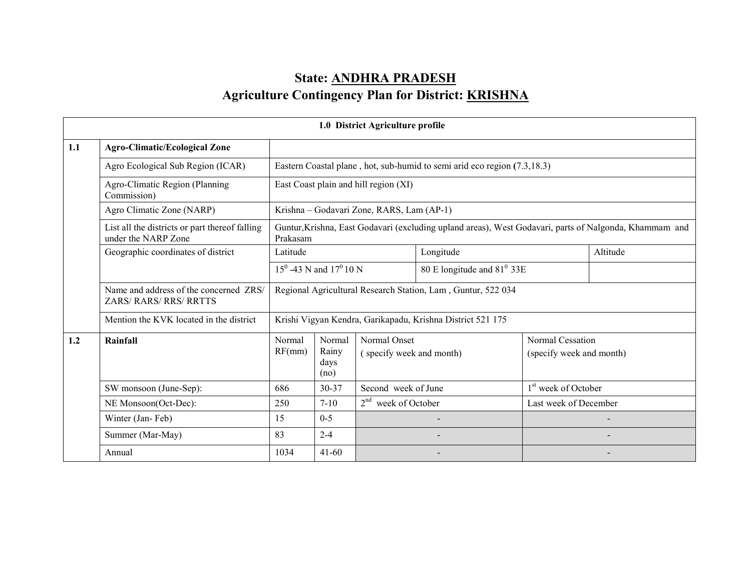# State: ANDHRA PRADESH

# Agriculture Contingency Plan for District: KRISHNA

| 1.0 District Agriculture profile | | | | | | | |
|---|---|---|---|---|---|---|---|
| 1.1 | **Agro-Climatic/Ecological Zone** | | | | | | |
| | Agro Ecological Sub Region (ICAR) | Eastern Coastal plane , hot, sub-humid to semi arid eco region **(**7.3,18.3) | | | | | |
| | Agro-Climatic Region (Planning Commission) | East Coast plain and hill region (XI) | | | | | |
| | Agro Climatic Zone (NARP) | Krishna – Godavari Zone, RARS, Lam (AP-1) | | | | | |
| | List all the districts or part thereof falling under the NARP Zone | Guntur,Krishna, East Godavari (excluding upland areas), West Godavari, parts of Nalgonda, Khammam and Prakasam | | | | | |
| | Geographic coordinates of district | Latitude | | | Longitude | | Altitude |
| | | $15^0$ -43 N and $17^0$ 10 N | | | 80 E longitude and $81^0$ 33E | | |
| | Name and address of the concerned ZRS/ ZARS/ RARS/ RRS/ RRTTS | Regional Agricultural Research Station, Lam , Guntur, 522 034 | | | | | |
| | Mention the KVK located in the district | Krishi Vigyan Kendra, Garikapadu, Krishna District 521 175 | | | | | |
| 1.2 | **Rainfall** | Normal RF(mm) | Normal Rainy days (no) | Normal Onset ( specify week and month) | | Normal Cessation (specify week and month) | |
| | SW monsoon (June-Sep): | 686 | 30-37 | Second week of June | | 1st week of October | |
| | NE Monsoon(Oct-Dec): | 250 | 7-10 | 2nd week of October | | Last week of December | |
| | Winter (Jan- Feb) | 15 | 0-5 | - | | - | |
| | Summer (Mar-May) | 83 | 2-4 | - | | - | |
| | Annual | 1034 | 41-60 | - | | - | |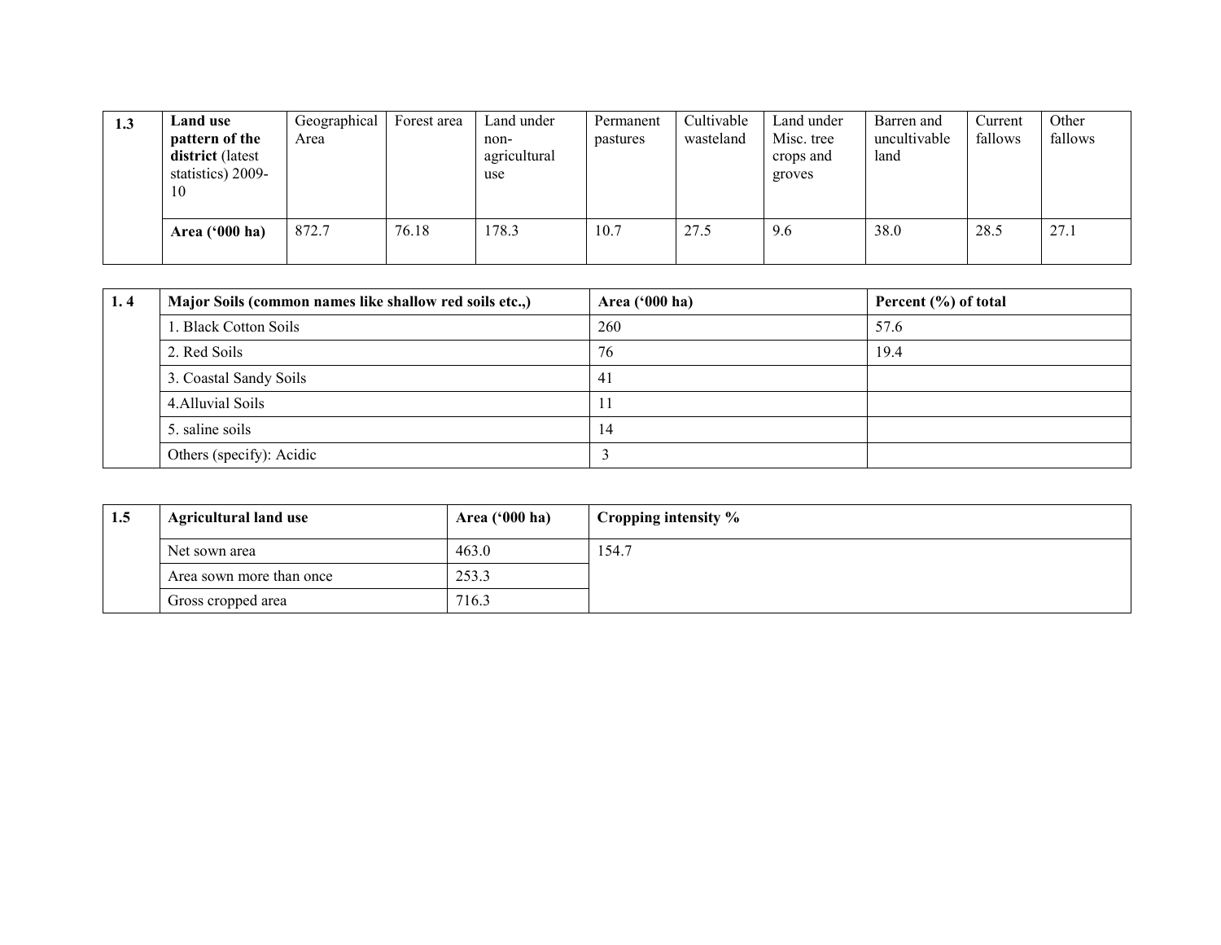| 1.3 | **Land use pattern of the district** (latest statistics) 2009-10 | Geographical Area | Forest area | Land under non-agricultural use | Permanent pastures | Cultivable wasteland | Land under Misc. tree crops and groves | Barren and uncultivable land | Current fallows | Other fallows |
|---|---|---|---|---|---|---|---|---|---|---|
| | **Area ('000 ha)** | 872.7 | 76.18 | 178.3 | 10.7 | 27.5 | 9.6 | 38.0 | 28.5 | 27.1 |

| 1. 4 | **Major Soils (common names like shallow red soils etc.,)** | **Area ('000 ha)** | **Percent (%) of total** |
|---|---|---|---|
| | 1. Black Cotton Soils | 260 | 57.6 |
| | 2. Red Soils | 76 | 19.4 |
| | 3. Coastal Sandy Soils | 41 | |
| | 4.Alluvial Soils | 11 | |
| | 5. saline soils | 14 | |
| | Others (specify): Acidic | 3 | |

| 1.5 | **Agricultural land use** | **Area ('000 ha)** | **Cropping intensity %** |
|---|---|---|---|
| | Net sown area | 463.0 | 154.7 |
| | Area sown more than once | 253.3 | |
| | Gross cropped area | 716.3 | |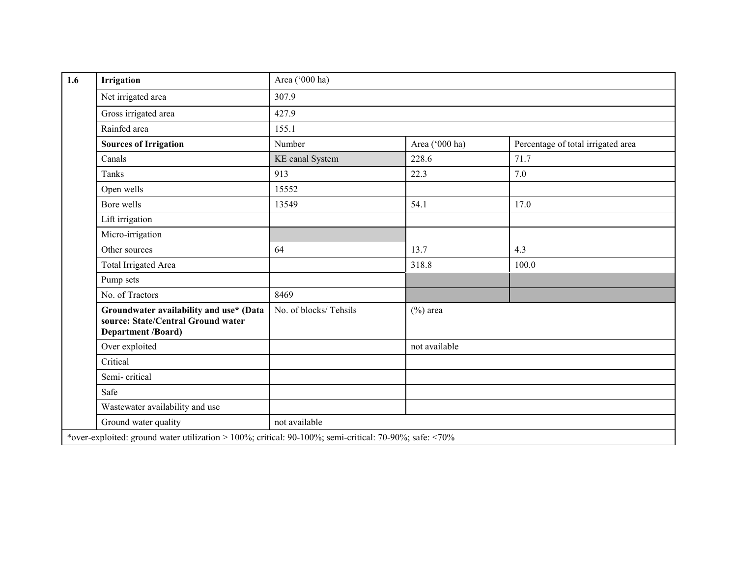| 1.6 | **Irrigation** | Area ('000 ha) | | |
|---|---|---|---|---|
| | Net irrigated area | 307.9 | | |
| | Gross irrigated area | 427.9 | | |
| | Rainfed area | 155.1 | | |
| | **Sources of Irrigation** | Number | Area ('000 ha) | Percentage of total irrigated area |
| | Canals | KE canal System | 228.6 | 71.7 |
| | Tanks | 913 | 22.3 | 7.0 |
| | Open wells | 15552 | | |
| | Bore wells | 13549 | 54.1 | 17.0 |
| | Lift irrigation | | | |
| | Micro-irrigation | | | |
| | Other sources | 64 | 13.7 | 4.3 |
| | Total Irrigated Area | | 318.8 | 100.0 |
| | Pump sets | | | |
| | No. of Tractors | 8469 | | |
| | **Groundwater availability and use* (Data source: State/Central Ground water Department /Board)** | No. of blocks/ Tehsils | (%) area | |
| | Over exploited | | not available | |
| | Critical | | | |
| | Semi- critical | | | |
| | Safe | | | |
| | Wastewater availability and use | | | |
| | Ground water quality | not available | | |

*over-exploited: ground water utilization > 100%; critical: 90-100%; semi-critical: 70-90%; safe: <70%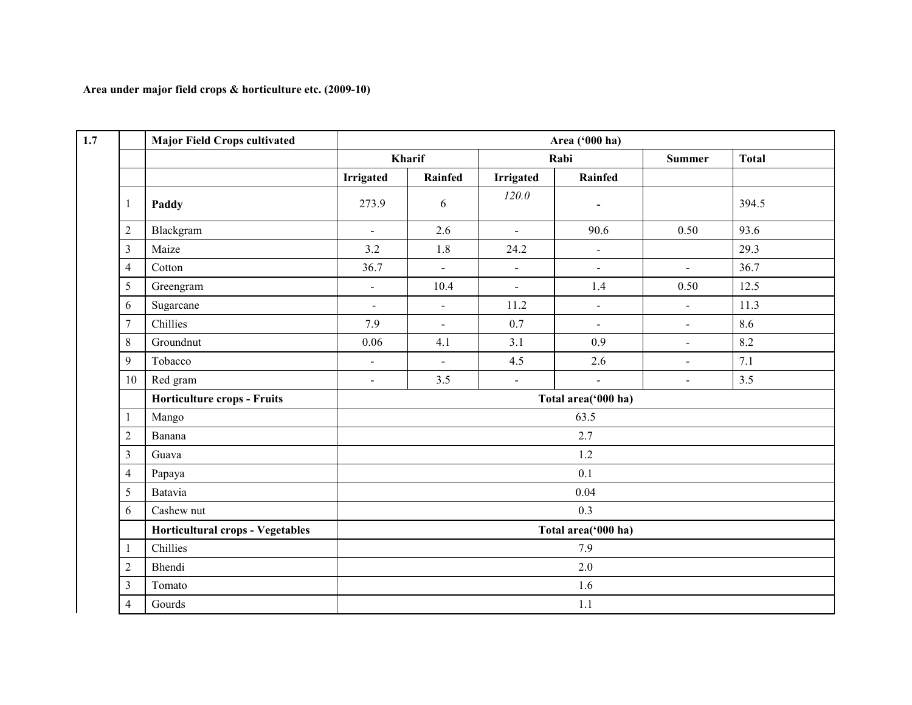**Area under major field crops & horticulture etc. (2009-10)**

| 1.7 | | Major Field Crops cultivated | Area ('000 ha) | | | | | |
|---|---|---|---|---|---|---|---|---|
| | | | Kharif | | Rabi | | Summer | Total |
| | | | Irrigated | Rainfed | Irrigated | Rainfed | | |
| | 1 | **Paddy** | 273.9 | 6 | *120.0* | - | | 394.5 |
| | 2 | Blackgram | - | 2.6 | - | 90.6 | 0.50 | 93.6 |
| | 3 | Maize | 3.2 | 1.8 | 24.2 | - | | 29.3 |
| | 4 | Cotton | 36.7 | - | - | - | - | 36.7 |
| | 5 | Greengram | - | 10.4 | - | 1.4 | 0.50 | 12.5 |
| | 6 | Sugarcane | - | - | 11.2 | - | - | 11.3 |
| | 7 | Chillies | 7.9 | - | 0.7 | - | - | 8.6 |
| | 8 | Groundnut | 0.06 | 4.1 | 3.1 | 0.9 | - | 8.2 |
| | 9 | Tobacco | - | - | 4.5 | 2.6 | - | 7.1 |
| | 10 | Red gram | - | 3.5 | - | - | - | 3.5 |
| | | **Horticulture crops - Fruits** | **Total area('000 ha)** | | | | | |
| | 1 | Mango | 63.5 | | | | | |
| | 2 | Banana | 2.7 | | | | | |
| | 3 | Guava | 1.2 | | | | | |
| | 4 | Papaya | 0.1 | | | | | |
| | 5 | Batavia | 0.04 | | | | | |
| | 6 | Cashew nut | 0.3 | | | | | |
| | | **Horticultural crops - Vegetables** | **Total area('000 ha)** | | | | | |
| | 1 | Chillies | 7.9 | | | | | |
| | 2 | Bhendi | 2.0 | | | | | |
| | 3 | Tomato | 1.6 | | | | | |
| | 4 | Gourds | 1.1 | | | | | |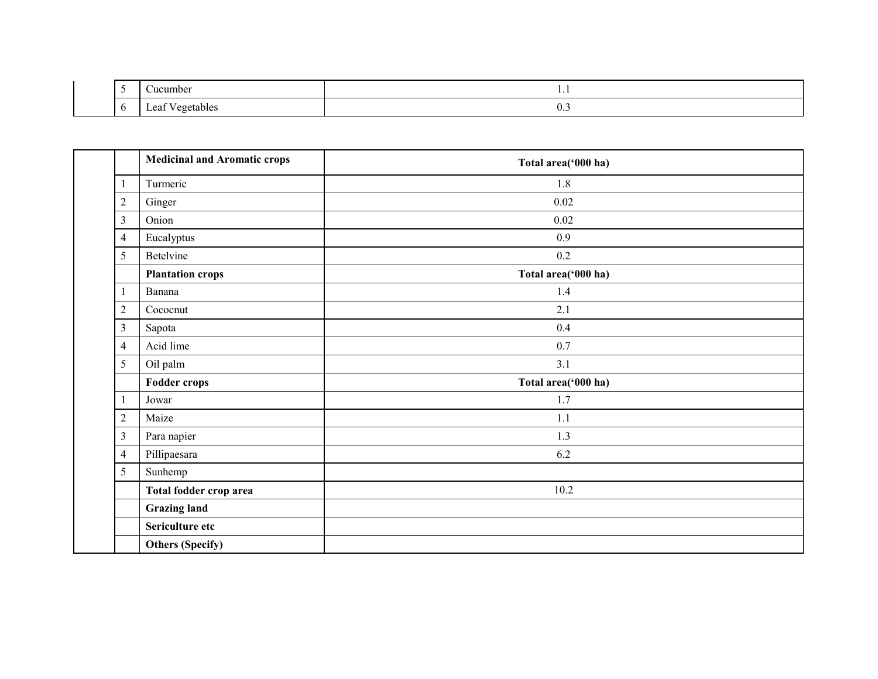| | | | |
|---|---|---|---|
| | 5 | Cucumber | 1.1 |
| | 6 | Leaf Vegetables | 0.3 |

| | | **Medicinal and Aromatic crops** | **Total area('000 ha)** |
|---|---|---|---|
| | 1 | Turmeric | 1.8 |
| | 2 | Ginger | 0.02 |
| | 3 | Onion | 0.02 |
| | 4 | Eucalyptus | 0.9 |
| | 5 | Betelvine | 0.2 |
| | | **Plantation crops** | **Total area('000 ha)** |
| | 1 | Banana | 1.4 |
| | 2 | Cococnut | 2.1 |
| | 3 | Sapota | 0.4 |
| | 4 | Acid lime | 0.7 |
| | 5 | Oil palm | 3.1 |
| | | **Fodder crops** | **Total area('000 ha)** |
| | 1 | Jowar | 1.7 |
| | 2 | Maize | 1.1 |
| | 3 | Para napier | 1.3 |
| | 4 | Pillipaesara | 6.2 |
| | 5 | Sunhemp | |
| | | **Total fodder crop area** | 10.2 |
| | | **Grazing land** | |
| | | **Sericulture etc** | |
| | | **Others (Specify)** | |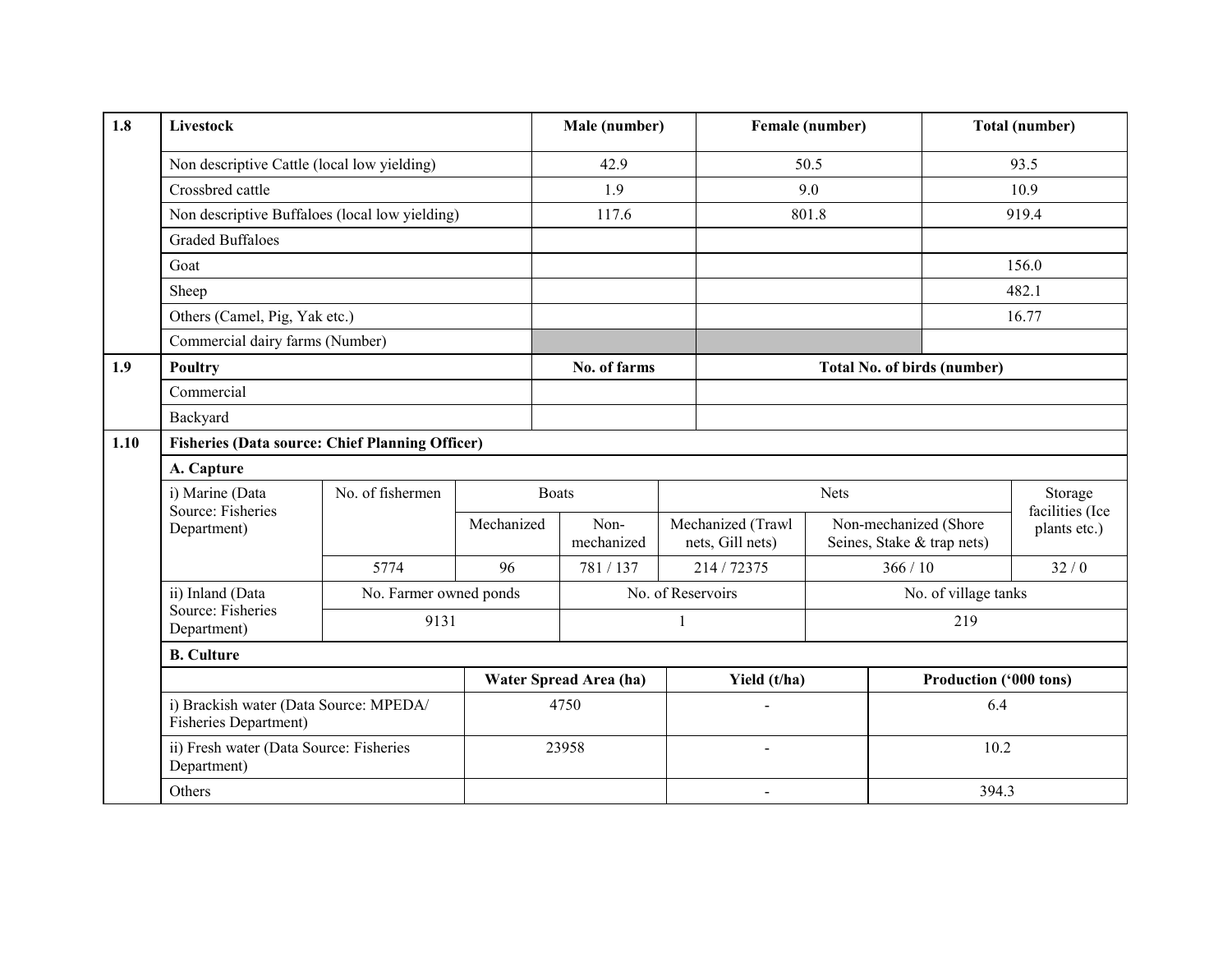| 1.8 | Livestock | Male (number) | Female (number) | Total (number) |
|---|---|---|---|---|
| | Non descriptive Cattle (local low yielding) | 42.9 | 50.5 | 93.5 |
| | Crossbred cattle | 1.9 | 9.0 | 10.9 |
| | Non descriptive Buffaloes (local low yielding) | 117.6 | 801.8 | 919.4 |
| | Graded Buffaloes | | | |
| | Goat | | | 156.0 |
| | Sheep | | | 482.1 |
| | Others (Camel, Pig, Yak etc.) | | | 16.77 |
| | Commercial dairy farms (Number) | | | |

| 1.9 | Poultry | No. of farms | Total No. of birds (number) |
|---|---|---|---|
| | Commercial | | |
| | Backyard | | |

**1.10 Fisheries (Data source: Chief Planning Officer)**

**A. Capture**

| i) Marine (Data Source: Fisheries Department) | No. of fishermen | Boats | | Nets | | Storage facilities (Ice plants etc.) |
|---|---|---|---|---|---|---|
| | | Mechanized | Non-mechanized | Mechanized (Trawl nets, Gill nets) | Non-mechanized (Shore Seines, Stake & trap nets) | |
| | 5774 | 96 | 781 / 137 | 214 / 72375 | 366 / 10 | 32 / 0 |

| ii) Inland (Data Source: Fisheries Department) | No. Farmer owned ponds | No. of Reservoirs | No. of village tanks |
|---|---|---|---|
| | 9131 | 1 | 219 |

**B. Culture**

| | Water Spread Area (ha) | Yield (t/ha) | Production ('000 tons) |
|---|---|---|---|
| i) Brackish water (Data Source: MPEDA/ Fisheries Department) | 4750 | - | 6.4 |
| ii) Fresh water (Data Source: Fisheries Department) | 23958 | - | 10.2 |
| Others | | - | 394.3 |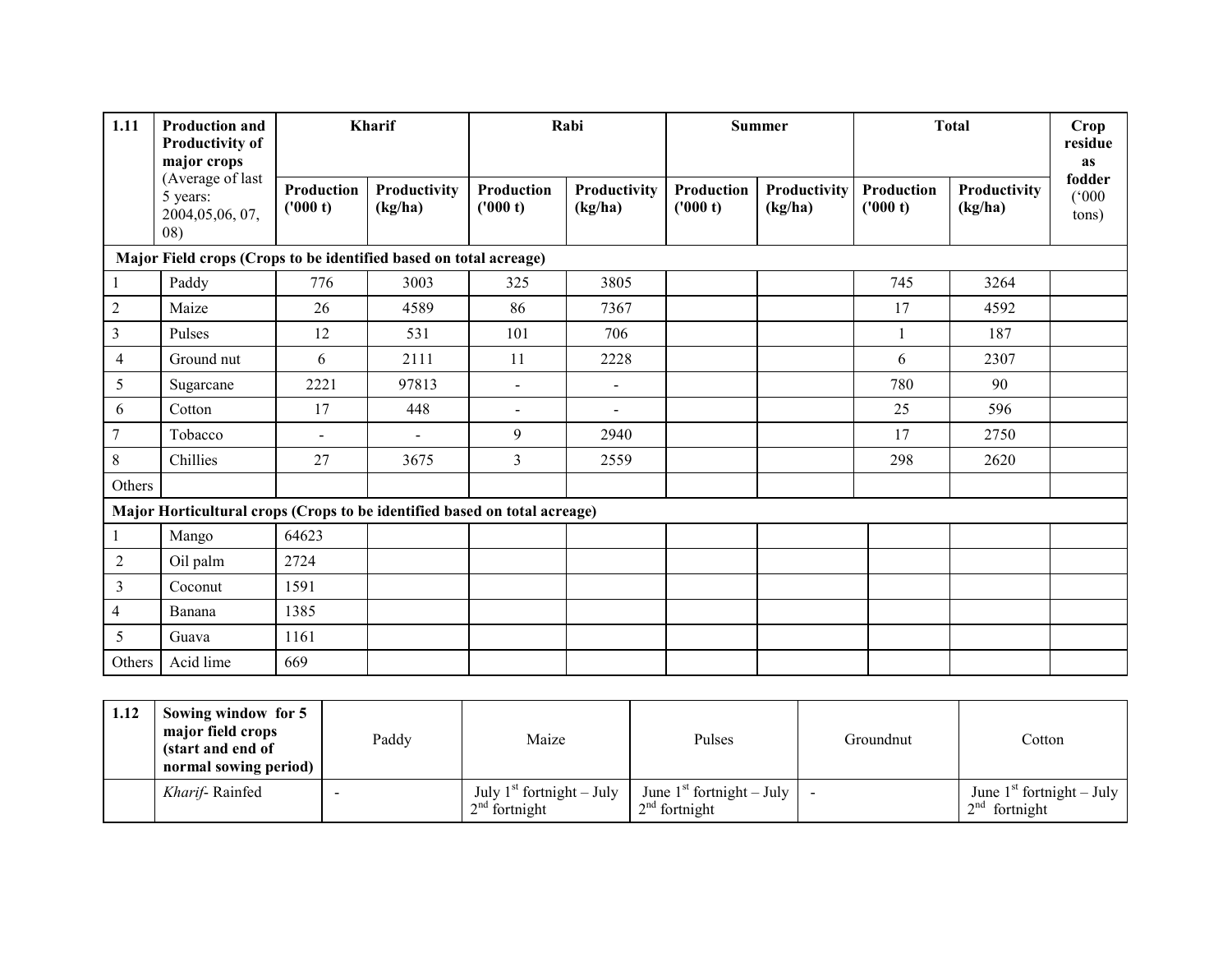| 1.11 | Production and Productivity of major crops (Average of last 5 years: 2004,05,06, 07, 08) | Kharif | | Rabi | | Summer | | Total | | Crop residue as fodder ('000 tons) |
|---|---|---|---|---|---|---|---|---|---|---|
| | | Production ('000 t) | Productivity (kg/ha) | Production ('000 t) | Productivity (kg/ha) | Production ('000 t) | Productivity (kg/ha) | Production ('000 t) | Productivity (kg/ha) | |
| **Major Field crops (Crops to be identified based on total acreage)** | | | | | | | | | | |
| 1 | Paddy | 776 | 3003 | 325 | 3805 | | | 745 | 3264 | |
| 2 | Maize | 26 | 4589 | 86 | 7367 | | | 17 | 4592 | |
| 3 | Pulses | 12 | 531 | 101 | 706 | | | 1 | 187 | |
| 4 | Ground nut | 6 | 2111 | 11 | 2228 | | | 6 | 2307 | |
| 5 | Sugarcane | 2221 | 97813 | - | - | | | 780 | 90 | |
| 6 | Cotton | 17 | 448 | - | - | | | 25 | 596 | |
| 7 | Tobacco | - | - | 9 | 2940 | | | 17 | 2750 | |
| 8 | Chillies | 27 | 3675 | 3 | 2559 | | | 298 | 2620 | |
| Others | | | | | | | | | | |
| **Major Horticultural crops (Crops to be identified based on total acreage)** | | | | | | | | | | |
| 1 | Mango | 64623 | | | | | | | | |
| 2 | Oil palm | 2724 | | | | | | | | |
| 3 | Coconut | 1591 | | | | | | | | |
| 4 | Banana | 1385 | | | | | | | | |
| 5 | Guava | 1161 | | | | | | | | |
| Others | Acid lime | 669 | | | | | | | | |

| 1.12 | Sowing window for 5 major field crops (start and end of normal sowing period) | Paddy | Maize | Pulses | Groundnut | Cotton |
|---|---|---|---|---|---|---|
| | *Kharif*- Rainfed | - | July 1st fortnight – July 2nd fortnight | June 1st fortnight – July 2nd fortnight | - | June 1st fortnight – July 2nd fortnight |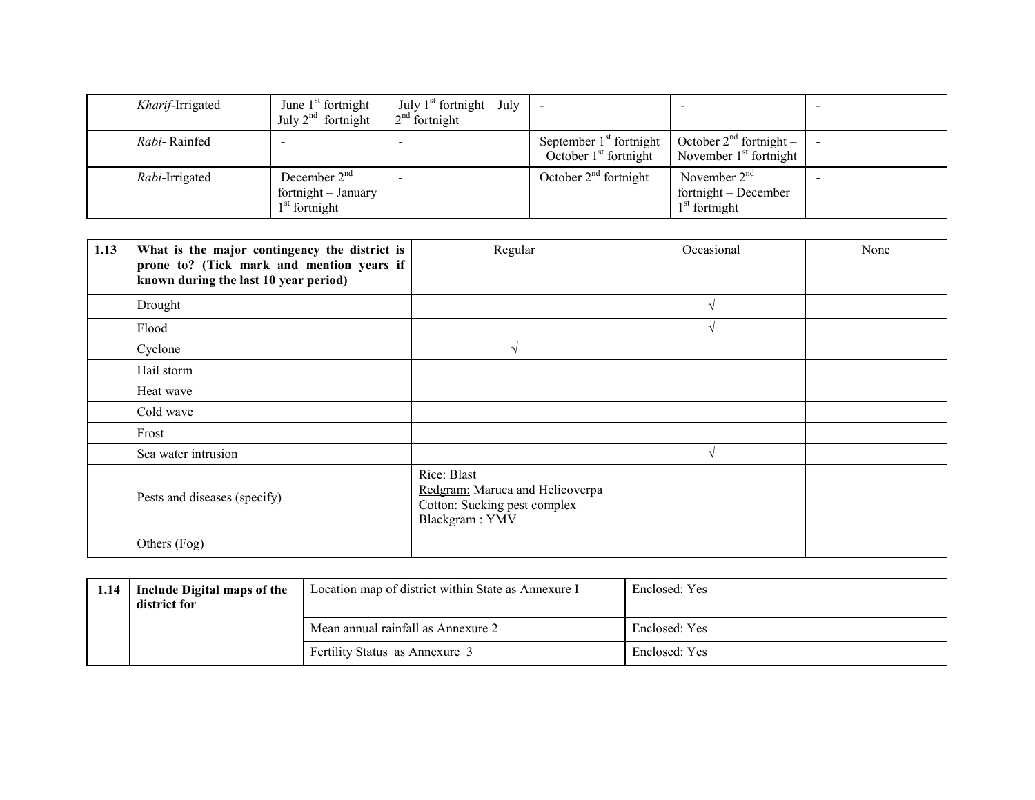|  | *Kharif*-Irrigated | June 1st fortnight – July 2nd fortnight | July 1st fortnight – July 2nd fortnight | - | - | - |
|---|---|---|---|---|---|---|
|  | *Rabi*- Rainfed | - | - | September 1st fortnight – October 1st fortnight | October 2nd fortnight – November 1st fortnight | - |
|  | *Rabi*-Irrigated | December 2nd fortnight – January 1st fortnight | - | October 2nd fortnight | November 2nd fortnight – December 1st fortnight | - |

| 1.13 | **What is the major contingency the district is prone to? (Tick mark and mention years if known during the last 10 year period)** | Regular | Occasional | None |
|---|---|---|---|---|
|  | Drought |  | √ |  |
|  | Flood |  | √ |  |
|  | Cyclone | √ |  |  |
|  | Hail storm |  |  |  |
|  | Heat wave |  |  |  |
|  | Cold wave |  |  |  |
|  | Frost |  |  |  |
|  | Sea water intrusion |  | √ |  |
|  | Pests and diseases (specify) | Rice: Blast<br>Redgram: Maruca and Helicoverpa<br>Cotton: Sucking pest complex<br>Blackgram : YMV |  |  |
|  | Others (Fog) |  |  |  |

| 1.14 | **Include Digital maps of the district for** | Location map of district within State as Annexure I | Enclosed: Yes |
|---|---|---|---|
|  |  | Mean annual rainfall as Annexure 2 | Enclosed: Yes |
|  |  | Fertility Status as Annexure 3 | Enclosed: Yes |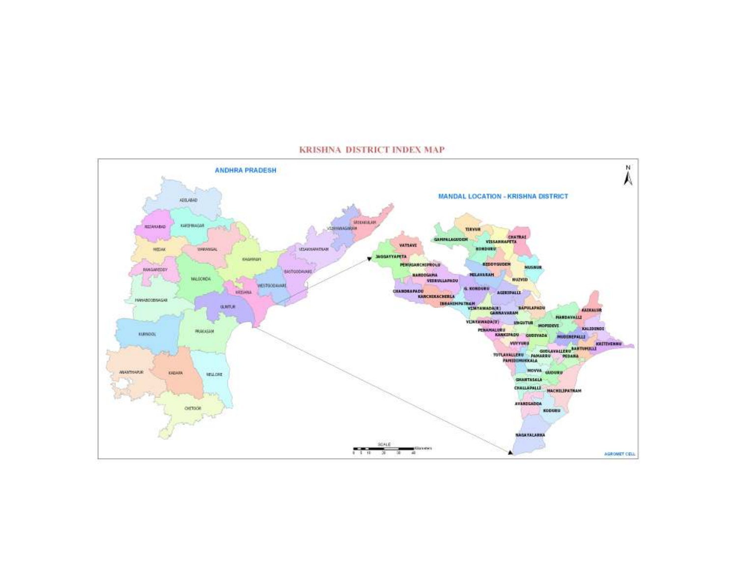# KRISHNA DISTRICT INDEX MAP

ANDHRA PRADESH

MANDAL LOCATION - KRISHNA DISTRICT

ADILABAD, NIZAMABAD, KARIMNAGAR, MEDAK, WARANGAL, KHAMMAM, SRIKAKULAM, VIZIANAGARAM, VISAKHAPATNAM, EASTGODAVARI, WESTGODAVARI, RANGAREDDY, NALGONDA, KRISHNA, MAHABOOBNAGAR, GUNTUR, KURNOOL, PRAKASAM, ANANTHAPUR, KADAPA, NELLORE, CHITTOOR

TIRVUR, GAMPALAGUDEM, VISSANNAPETA, CHATRAI, VATSAVI, JAGGAYYAPETA, KONDURU, PENUGANCHIPROLU, REDDYGUDEM, MUSNUR, NANDIGAMA, VEERULLAPADU, MILAVARAM, NUZVID, CHANDRAPADU, KANCHIKACHERLA, G. KONDURU, AGIRIPALLI, IBRAHIMPATNAM, VIJAYAWADA(R), GANNAVARAM, BAPULAPADU, KAIKALUR, MANDAVALLI, VIJAYAWADA(U), UNGUTUR, MOPIDEVI, KALIDINDI, PENAMALURU, KANKIPADU, GUDIVADA, MUDINEPALLI, KRITIVENNU, VUYYURU, GUDLAVALLERU, BANTUMILLI, TOTLAVALLERU, PAMARRU, PEDANA, PAMIDIMUKKALA, MOVVA, GUDURU, GHANTASALA, CHALLAPALLI, MACHILIPATNAM, AVANIGADDA, KODURU, NAGAYALANKA

SCALE 0 5 10 20 30 40 Kilometers

N

AGROMET CELL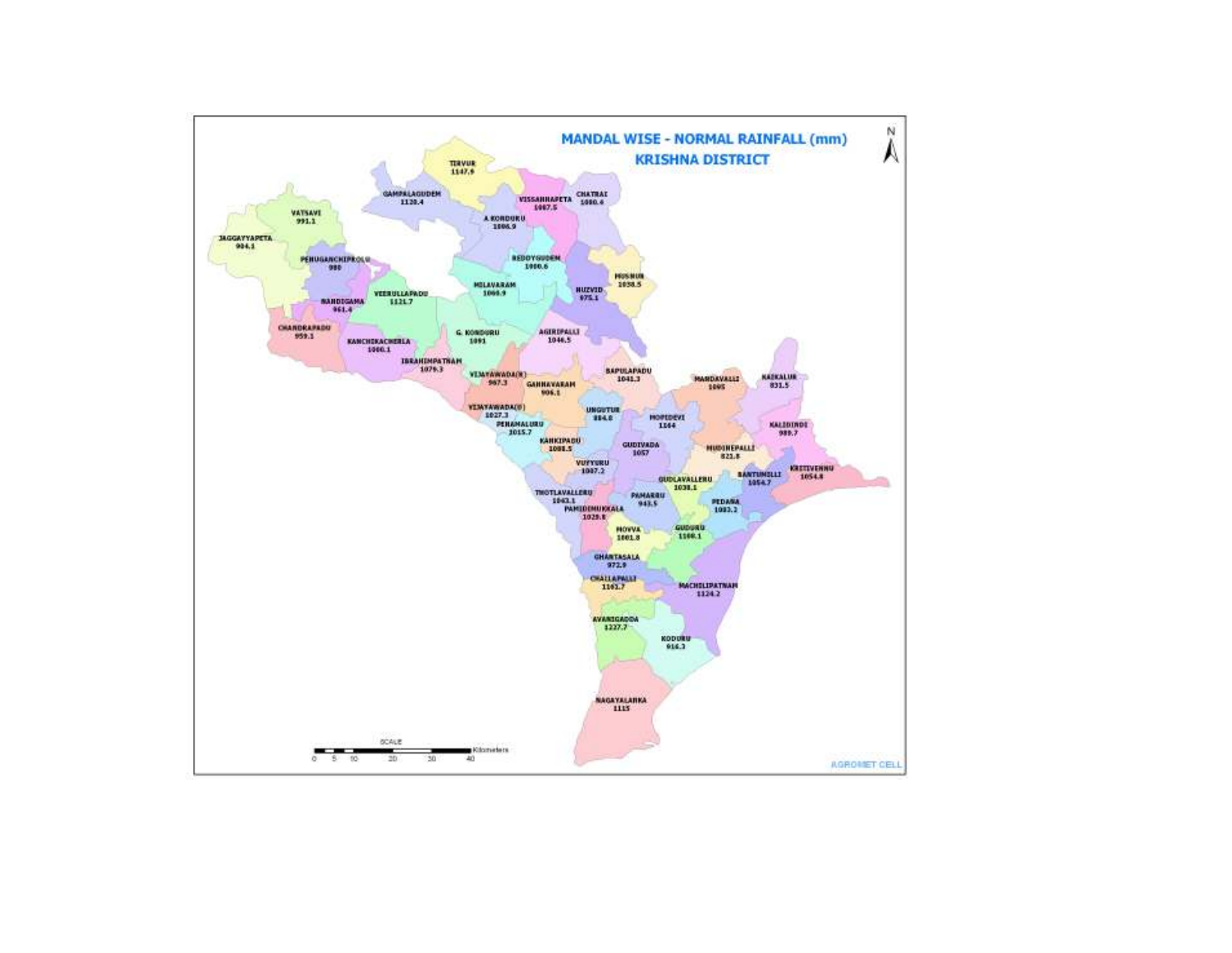## MANDAL WISE - NORMAL RAINFALL (mm)
## KRISHNA DISTRICT

N

TIRUVUR 1147.9

GAMPALAGUDEM 1128.4

VISSANNAPETA 1087.5

CHATRAI 1080.4

A KONDURU 1096.9

VATSAVI 991.1

JAGGAYYAPETA 904.1

PENUGANCHIPROLU 980

REDDYGUDEM 1080.6

MUSUNUR 1038.5

MYLAVARAM 1069.9

NUZVID 975.1

NANDIGAMA 961.4

VEERULLAPADU 1121.7

CHANDRAPADU 959.1

KANCHIKACHERLA 1000.1

G. KONDURU 1091

AGIRIPALLI 1046.5

IBRAHIMPATNAM 1079.3

VIJAYAWADA(R) 987.3

GANNAVARAM 906.1

BAPULAPADU 1041.3

MANDAVALLI 1095

KAIKALUR 831.5

VIJAYAWADA(U) 1027.3

PENAMALURU 1015.7

UNGUTUR 884.0

MOPIDEVI 1164

KALIDINDI 989.7

KANKIPADU 1088.5

GUDIVADA 1057

MUDINEPALLI 821.8

VUYYURU 1087.2

BANTUMILLI 1054.7

KRUTIVENNU 1054.8

GUDLAVALLERU 1038.1

THOTLAVALLERU 1043.1

PAMARRU 943.5

PEDANA 1083.2

PAMIDIMUKKALA 1029.8

MOVVA 1001.8

GUDURU 1100.1

GHANTASALA 972.9

CHALLAPALLI 1161.7

MACHILIPATNAM 1124.2

AVANIGADDA 1227.7

KODURU 916.3

NAGAYALANKA 1115

SCALE

0 5 10 20 30 40 Kilometers

AGROMET CELL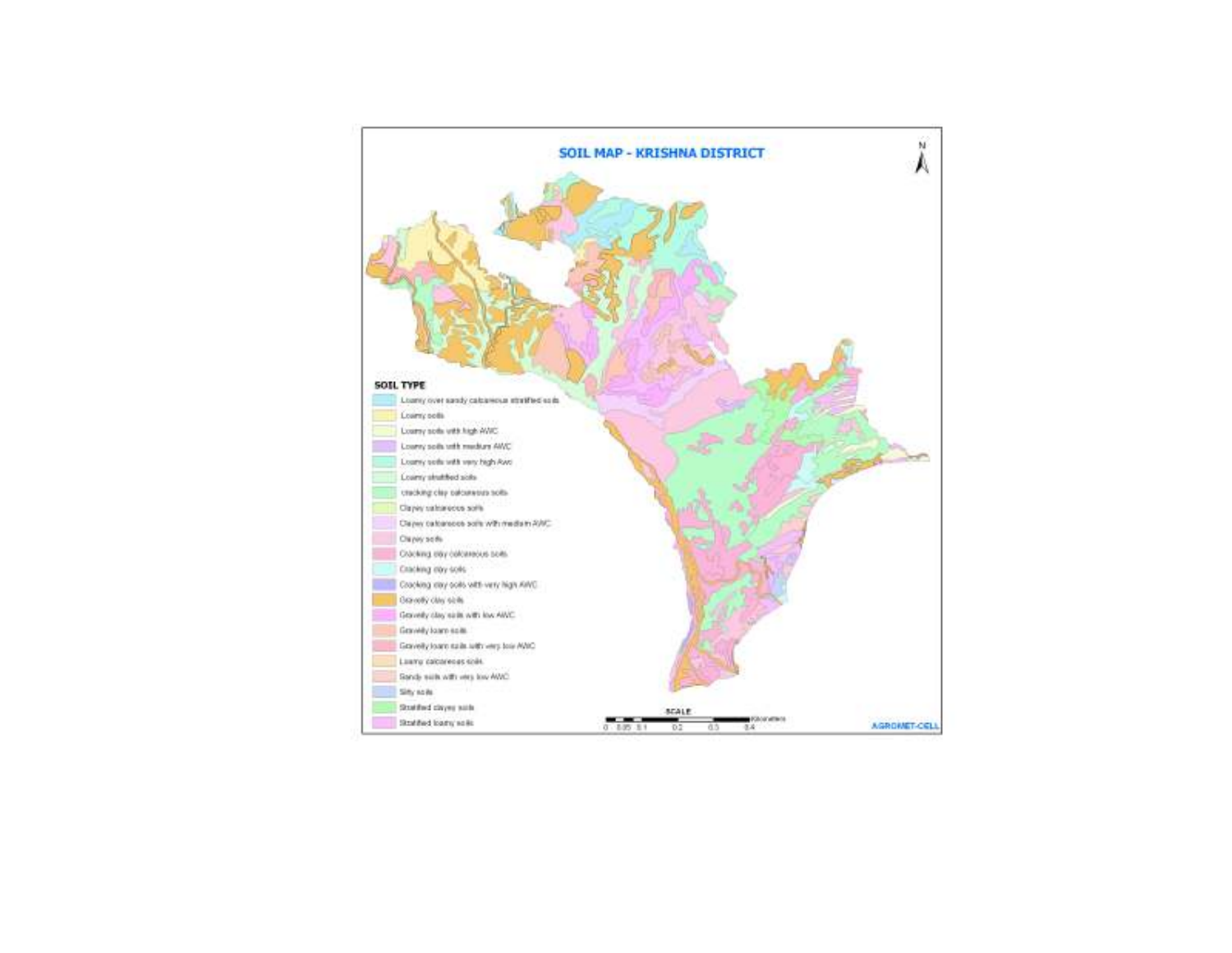# SOIL MAP - KRISHNA DISTRICT

N

**SOIL TYPE**

- Loamy over sandy calcareous stratified soils
- Loamy soils
- Loamy soils with high AWC
- Loamy soils with medium AWC
- Loamy soils with very high Awc
- Loamy stratified soils
- cracking clay calcareous soils
- Clayey calcareous soils
- Clayey calcareous soils with medium AWC
- Clayey soils
- Cracking clay calcareous soils
- Cracking clay soils
- Cracking clay soils with very high AWC
- Gravelly clay soils
- Gravelly clay soils with low AWC
- Gravelly loam soils
- Gravelly loam soils with very low AWC
- Loamy calcareous soils
- Sandy soils with very low AWC
- Silty soils
- Stratified clayey soils
- Stratified loamy soils

SCALE

0 0.05 0.1 0.2 0.3 0.4 Kilometers

AGROMET-CELL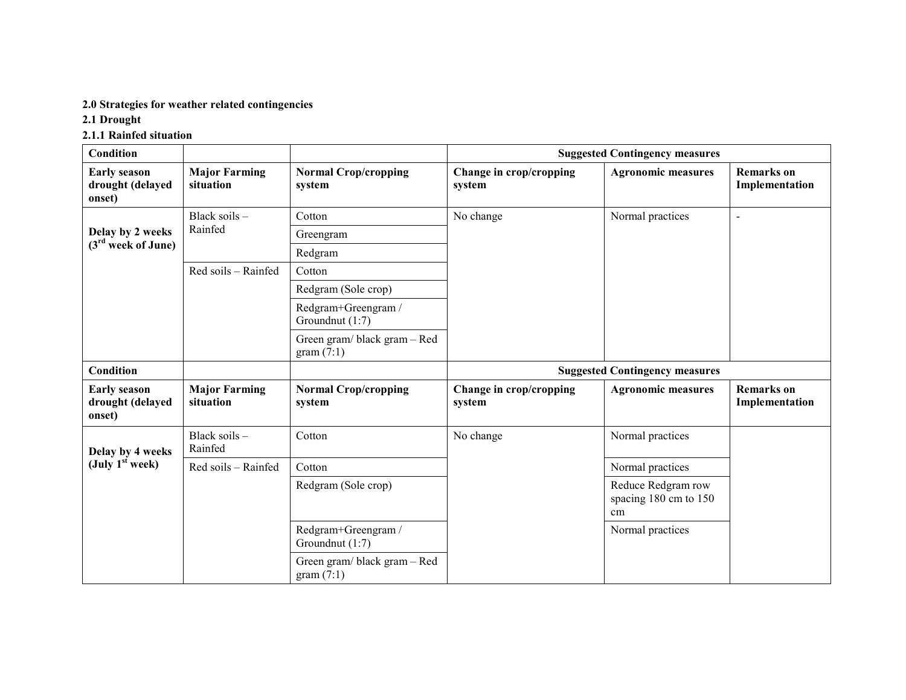**2.0 Strategies for weather related contingencies**

**2.1 Drought**

**2.1.1 Rainfed situation**

| Condition | | | Suggested Contingency measures | | |
|---|---|---|---|---|---|
| **Early season drought (delayed onset)** | **Major Farming situation** | **Normal Crop/cropping system** | **Change in crop/cropping system** | **Agronomic measures** | **Remarks on Implementation** |
| **Delay by 2 weeks (3rd week of June)** | Black soils – Rainfed | Cotton | No change | Normal practices | - |
| | | Greengram | | | |
| | | Redgram | | | |
| | Red soils – Rainfed | Cotton | | | |
| | | Redgram (Sole crop) | | | |
| | | Redgram+Greengram / Groundnut (1:7) | | | |
| | | Green gram/ black gram – Red gram (7:1) | | | |

| Condition | | | Suggested Contingency measures | | |
|---|---|---|---|---|---|
| **Early season drought (delayed onset)** | **Major Farming situation** | **Normal Crop/cropping system** | **Change in crop/cropping system** | **Agronomic measures** | **Remarks on Implementation** |
| **Delay by 4 weeks (July 1st week)** | Black soils – Rainfed | Cotton | No change | Normal practices | |
| | Red soils – Rainfed | Cotton | | Normal practices | |
| | | Redgram (Sole crop) | | Reduce Redgram row spacing 180 cm to 150 cm | |
| | | Redgram+Greengram / Groundnut (1:7) | | Normal practices | |
| | | Green gram/ black gram – Red gram (7:1) | | | |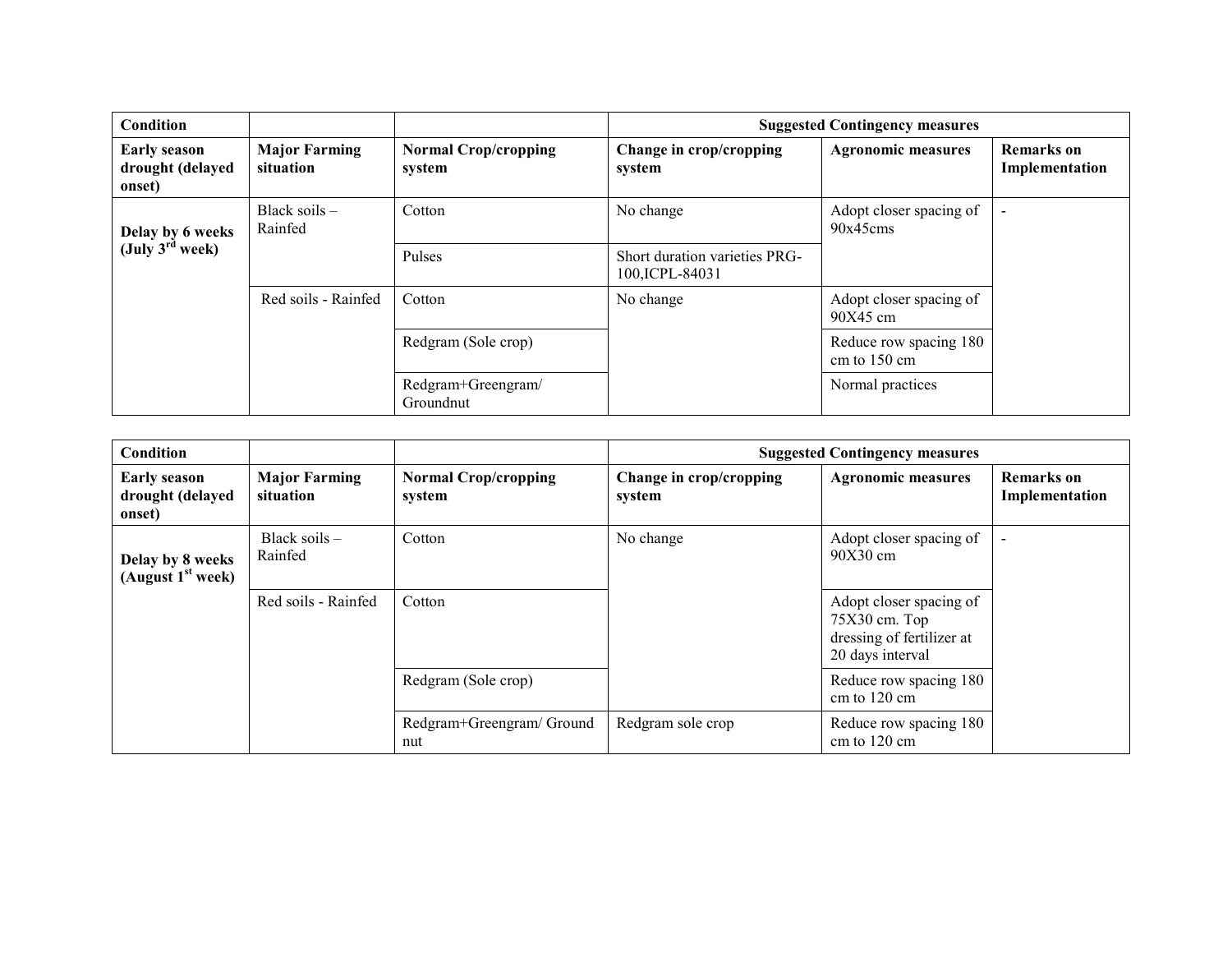| Condition | | | Suggested Contingency measures | | |
|---|---|---|---|---|---|
| **Early season drought (delayed onset)** | **Major Farming situation** | **Normal Crop/cropping system** | **Change in crop/cropping system** | **Agronomic measures** | **Remarks on Implementation** |
| **Delay by 6 weeks (July 3rd week)** | Black soils – Rainfed | Cotton | No change | Adopt closer spacing of 90x45cms | - |
| | | Pulses | Short duration varieties PRG-100,ICPL-84031 | | |
| | Red soils - Rainfed | Cotton | No change | Adopt closer spacing of 90X45 cm | |
| | | Redgram (Sole crop) | | Reduce row spacing 180 cm to 150 cm | |
| | | Redgram+Greengram/ Groundnut | | Normal practices | |

| Condition | | | Suggested Contingency measures | | |
|---|---|---|---|---|---|
| **Early season drought (delayed onset)** | **Major Farming situation** | **Normal Crop/cropping system** | **Change in crop/cropping system** | **Agronomic measures** | **Remarks on Implementation** |
| **Delay by 8 weeks (August 1st week)** | Black soils – Rainfed | Cotton | No change | Adopt closer spacing of 90X30 cm | - |
| | Red soils - Rainfed | Cotton | | Adopt closer spacing of 75X30 cm. Top dressing of fertilizer at 20 days interval | |
| | | Redgram (Sole crop) | | Reduce row spacing 180 cm to 120 cm | |
| | | Redgram+Greengram/ Ground nut | Redgram sole crop | Reduce row spacing 180 cm to 120 cm | |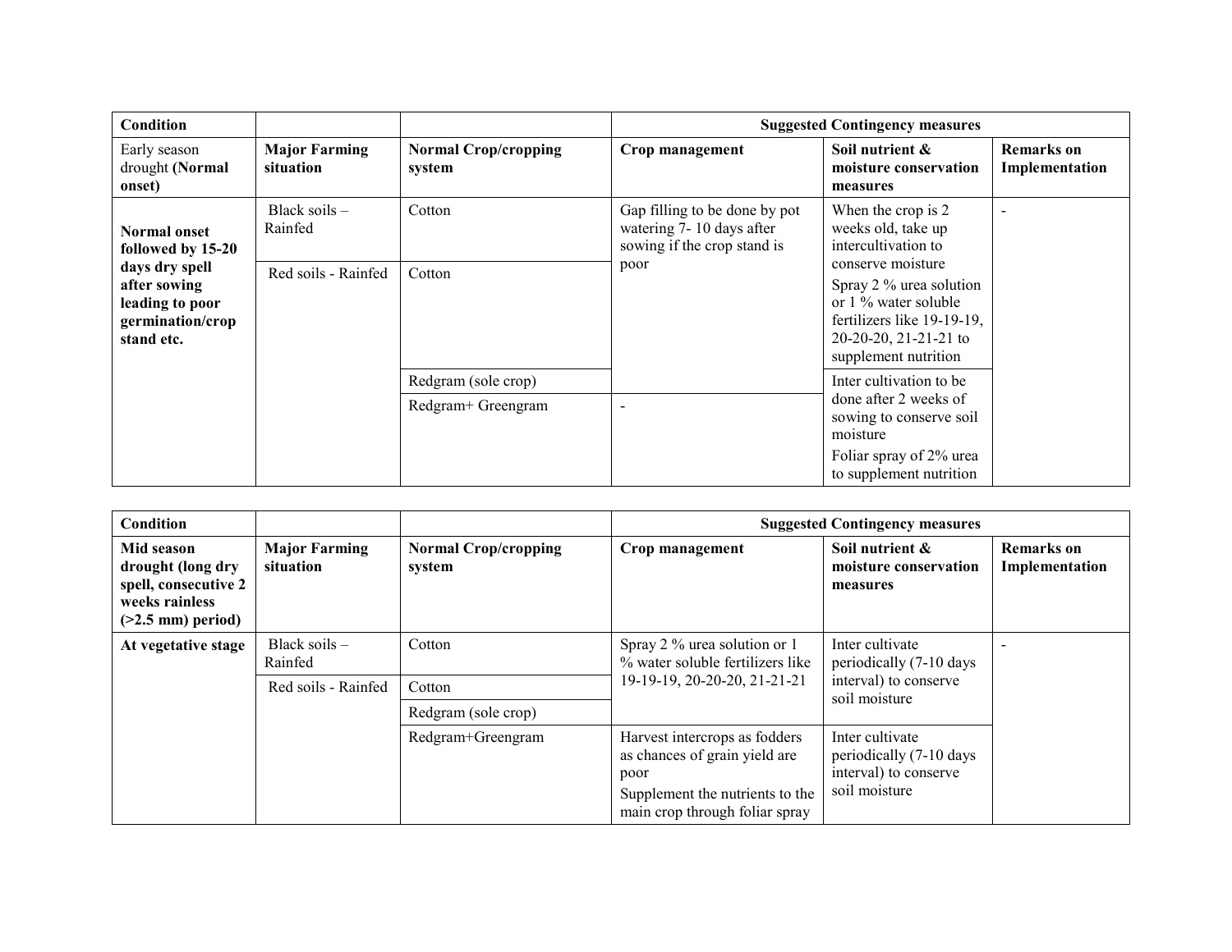| Condition | | | Suggested Contingency measures | | |
|---|---|---|---|---|---|
| Early season drought **(Normal onset)** | **Major Farming situation** | **Normal Crop/cropping system** | **Crop management** | **Soil nutrient & moisture conservation measures** | **Remarks on Implementation** |
| **Normal onset followed by 15-20 days dry spell after sowing leading to poor germination/crop stand etc.** | Black soils – Rainfed | Cotton | Gap filling to be done by pot watering 7- 10 days after sowing if the crop stand is poor | When the crop is 2 weeks old, take up intercultivation to conserve moisture<br>Spray 2 % urea solution or 1 % water soluble fertilizers like 19-19-19, 20-20-20, 21-21-21 to supplement nutrition | - |
| | Red soils - Rainfed | Cotton | | | |
| | | Redgram (sole crop) | | Inter cultivation to be done after 2 weeks of sowing to conserve soil moisture<br>Foliar spray of 2% urea to supplement nutrition | |
| | | Redgram+ Greengram | - | | |

| Condition | | | Suggested Contingency measures | | |
|---|---|---|---|---|---|
| **Mid season drought (long dry spell, consecutive 2 weeks rainless (>2.5 mm) period)** | **Major Farming situation** | **Normal Crop/cropping system** | **Crop management** | **Soil nutrient & moisture conservation measures** | **Remarks on Implementation** |
| **At vegetative stage** | Black soils – Rainfed | Cotton | Spray 2 % urea solution or 1 % water soluble fertilizers like 19-19-19, 20-20-20, 21-21-21 | Inter cultivate periodically (7-10 days interval) to conserve soil moisture | - |
| | Red soils - Rainfed | Cotton | | | |
| | | Redgram (sole crop) | | | |
| | | Redgram+Greengram | Harvest intercrops as fodders as chances of grain yield are poor<br>Supplement the nutrients to the main crop through foliar spray | Inter cultivate periodically (7-10 days interval) to conserve soil moisture | |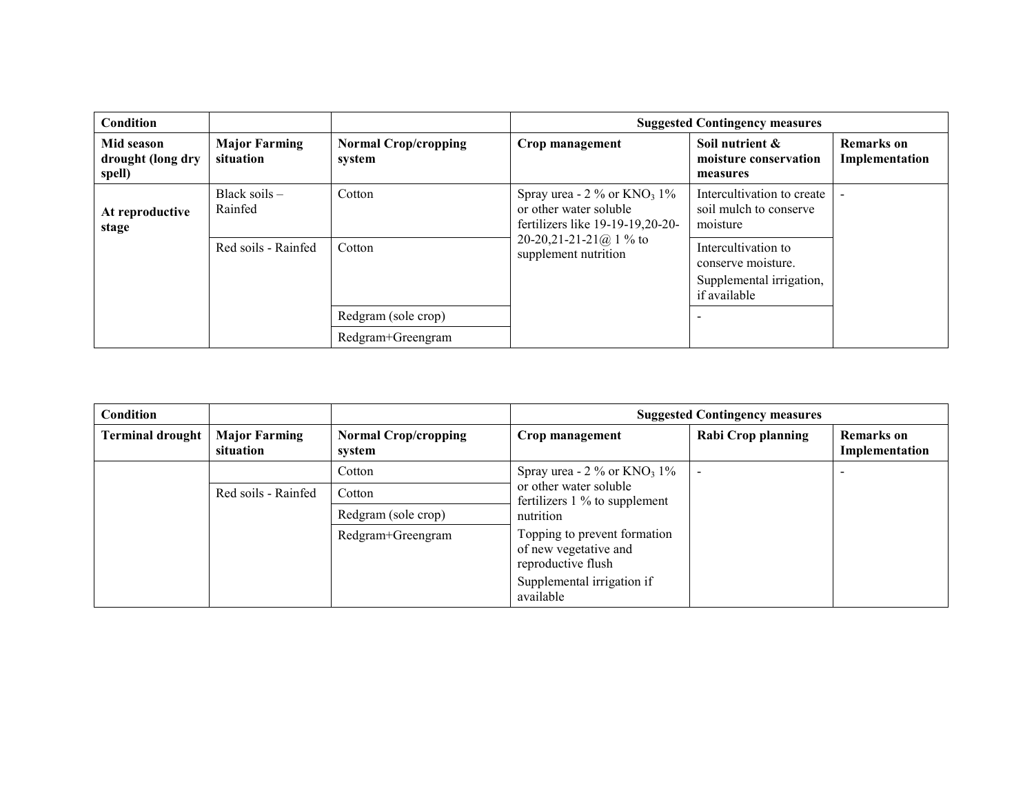| Condition | | | Suggested Contingency measures | | |
|---|---|---|---|---|---|
| **Mid season drought (long dry spell)** | **Major Farming situation** | **Normal Crop/cropping system** | **Crop management** | **Soil nutrient & moisture conservation measures** | **Remarks on Implementation** |
| **At reproductive stage** | Black soils – Rainfed | Cotton | Spray urea - 2 % or $KNO_3$ 1% or other water soluble fertilizers like 19-19-19,20-20-20,21-21-21@ 1 % to supplement nutrition | Intercultivation to create soil mulch to conserve moisture | - |
| | Red soils - Rainfed | Cotton | | Intercultivation to conserve moisture. Supplemental irrigation, if available | |
| | | Redgram (sole crop) | | - | |
| | | Redgram+Greengram | | | |

| Condition | | | Suggested Contingency measures | | |
|---|---|---|---|---|---|
| **Terminal drought** | **Major Farming situation** | **Normal Crop/cropping system** | **Crop management** | **Rabi Crop planning** | **Remarks on Implementation** |
| | | Cotton | Spray urea - 2 % or $KNO_3$ 1% or other water soluble fertilizers 1 % to supplement nutrition<br>Topping to prevent formation of new vegetative and reproductive flush<br>Supplemental irrigation if available | - | - |
| | Red soils - Rainfed | Cotton | | | |
| | | Redgram (sole crop) | | | |
| | | Redgram+Greengram | | | |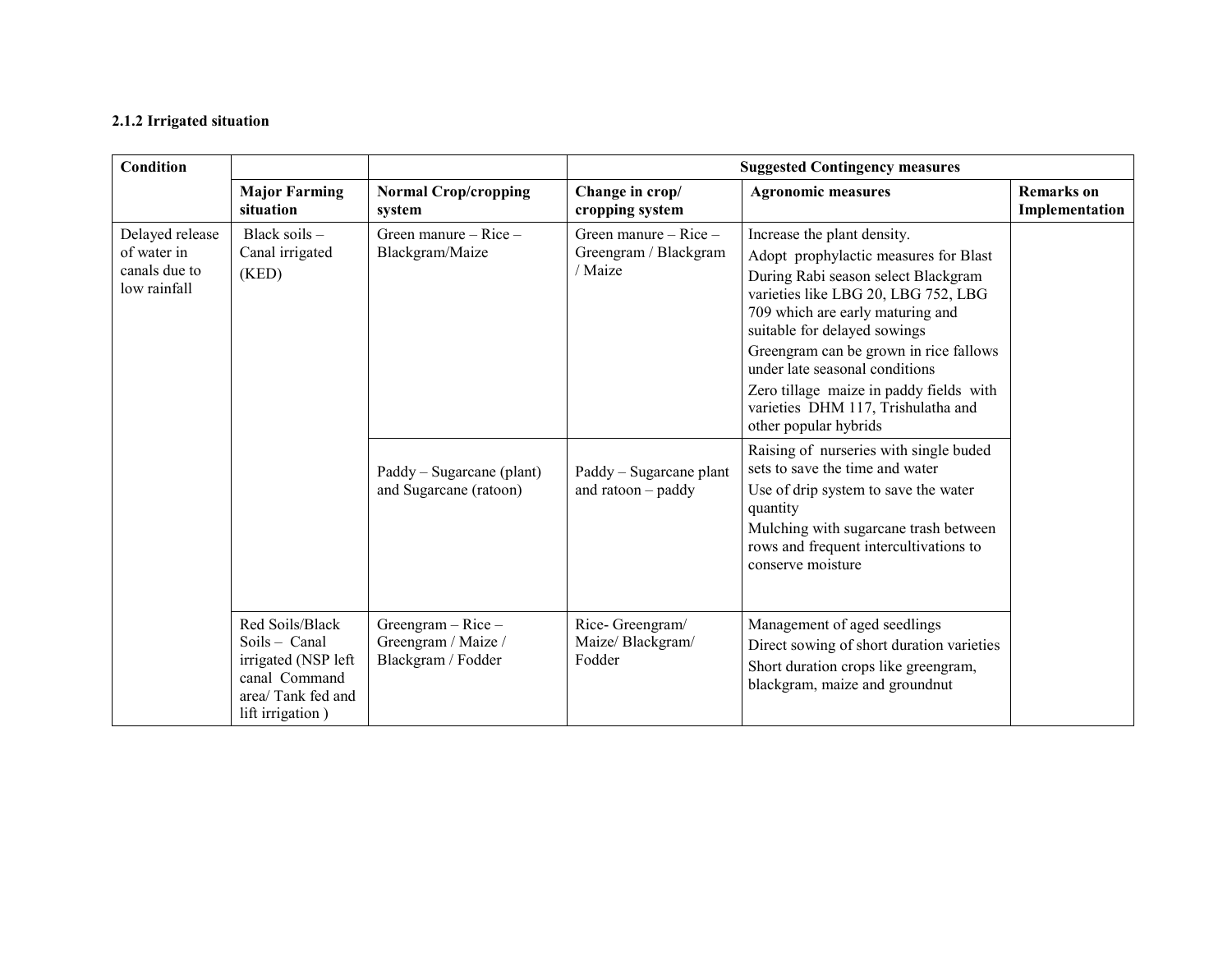**2.1.2 Irrigated situation**

| Condition | | | Suggested Contingency measures | | |
|---|---|---|---|---|---|
| | Major Farming situation | Normal Crop/cropping system | Change in crop/ cropping system | Agronomic measures | Remarks on Implementation |
| Delayed release of water in canals due to low rainfall | Black soils – Canal irrigated (KED) | Green manure – Rice – Blackgram/Maize | Green manure – Rice – Greengram / Blackgram / Maize | Increase the plant density.<br>Adopt prophylactic measures for Blast<br>During Rabi season select Blackgram varieties like LBG 20, LBG 752, LBG 709 which are early maturing and suitable for delayed sowings<br>Greengram can be grown in rice fallows under late seasonal conditions<br>Zero tillage maize in paddy fields with varieties DHM 117, Trishulatha and other popular hybrids | |
| | | Paddy – Sugarcane (plant) and Sugarcane (ratoon) | Paddy – Sugarcane plant and ratoon – paddy | Raising of nurseries with single buded sets to save the time and water<br>Use of drip system to save the water quantity<br>Mulching with sugarcane trash between rows and frequent intercultivations to conserve moisture | |
| | Red Soils/Black Soils – Canal irrigated (NSP left canal Command area/ Tank fed and lift irrigation ) | Greengram – Rice – Greengram / Maize / Blackgram / Fodder | Rice- Greengram/ Maize/ Blackgram/ Fodder | Management of aged seedlings<br>Direct sowing of short duration varieties<br>Short duration crops like greengram, blackgram, maize and groundnut | |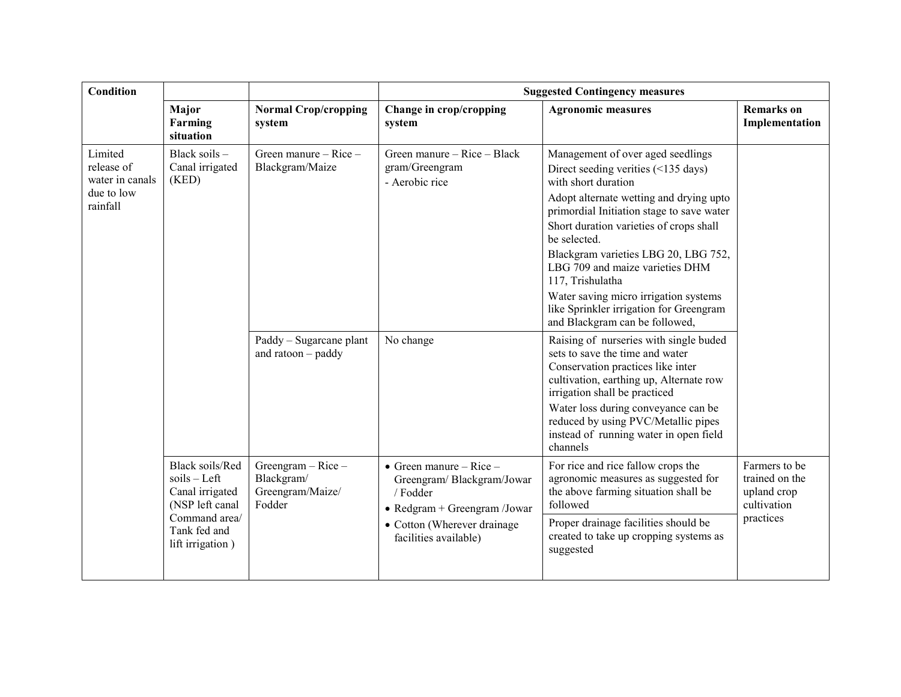| Condition | | | Suggested Contingency measures | | |
|---|---|---|---|---|---|
| | Major Farming situation | Normal Crop/cropping system | Change in crop/cropping system | Agronomic measures | Remarks on Implementation |
| Limited release of water in canals due to low rainfall | Black soils – Canal irrigated (KED) | Green manure – Rice – Blackgram/Maize | Green manure – Rice – Black gram/Greengram<br>- Aerobic rice | Management of over aged seedlings<br>Direct seeding verities (<135 days) with short duration<br>Adopt alternate wetting and drying upto primordial Initiation stage to save water<br>Short duration varieties of crops shall be selected.<br>Blackgram varieties LBG 20, LBG 752, LBG 709 and maize varieties DHM 117, Trishulatha<br>Water saving micro irrigation systems like Sprinkler irrigation for Greengram and Blackgram can be followed, | |
| | | Paddy – Sugarcane plant and ratoon – paddy | No change | Raising of nurseries with single buded sets to save the time and water<br>Conservation practices like inter cultivation, earthing up, Alternate row irrigation shall be practiced<br>Water loss during conveyance can be reduced by using PVC/Metallic pipes instead of running water in open field channels | |
| | Black soils/Red soils – Left Canal irrigated (NSP left canal Command area/ Tank fed and lift irrigation ) | Greengram – Rice – Blackgram/ Greengram/Maize/ Fodder | • Green manure – Rice – Greengram/ Blackgram/Jowar / Fodder<br>• Redgram + Greengram /Jowar<br>• Cotton (Wherever drainage facilities available) | For rice and rice fallow crops the agronomic measures as suggested for the above farming situation shall be followed<br>Proper drainage facilities should be created to take up cropping systems as suggested | Farmers to be trained on the upland crop cultivation practices |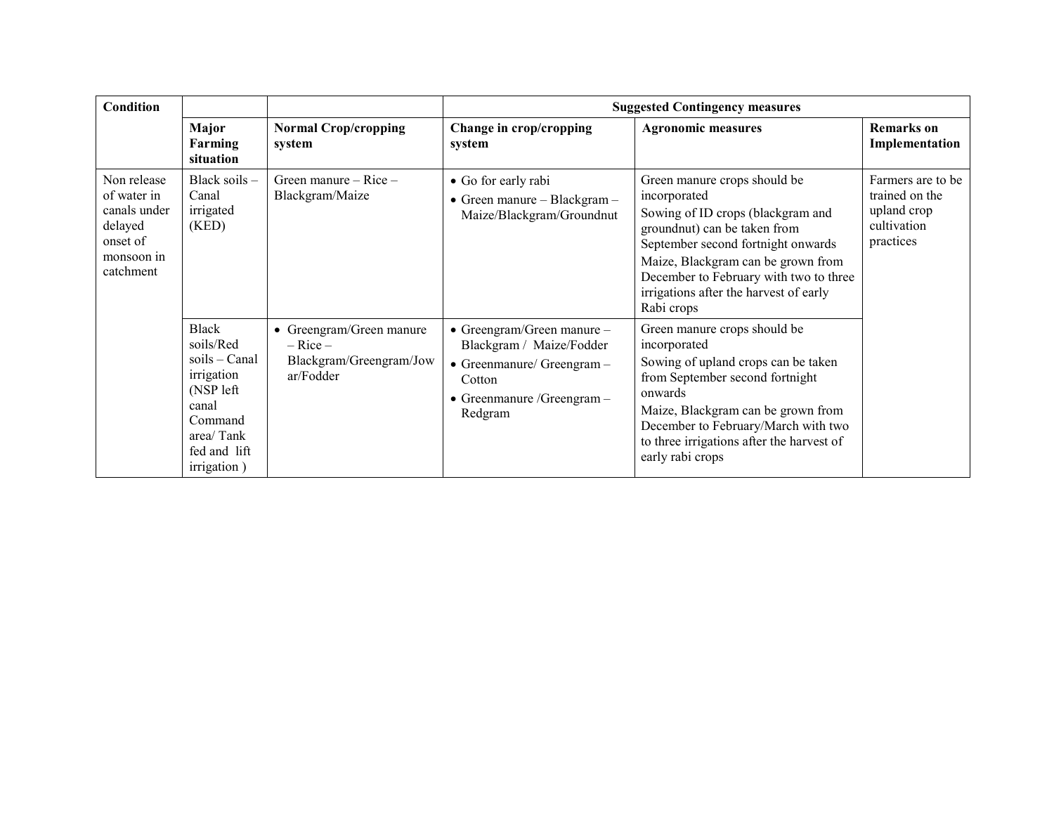| Condition | | | Suggested Contingency measures | | |
|---|---|---|---|---|---|
| | Major Farming situation | Normal Crop/cropping system | Change in crop/cropping system | Agronomic measures | Remarks on Implementation |
| Non release of water in canals under delayed onset of monsoon in catchment | Black soils – Canal irrigated (KED) | Green manure – Rice – Blackgram/Maize | • Go for early rabi<br>• Green manure – Blackgram – Maize/Blackgram/Groundnut | Green manure crops should be incorporated<br>Sowing of ID crops (blackgram and groundnut) can be taken from September second fortnight onwards<br>Maize, Blackgram can be grown from December to February with two to three irrigations after the harvest of early Rabi crops | Farmers are to be trained on the upland crop cultivation practices |
| | Black soils/Red soils – Canal irrigation (NSP left canal Command area/ Tank fed and lift irrigation ) | • Greengram/Green manure – Rice – Blackgram/Greengram/Jowar/Fodder | • Greengram/Green manure – Blackgram / Maize/Fodder<br>• Greenmanure/ Greengram – Cotton<br>• Greenmanure /Greengram – Redgram | Green manure crops should be incorporated<br>Sowing of upland crops can be taken from September second fortnight onwards<br>Maize, Blackgram can be grown from December to February/March with two to three irrigations after the harvest of early rabi crops | |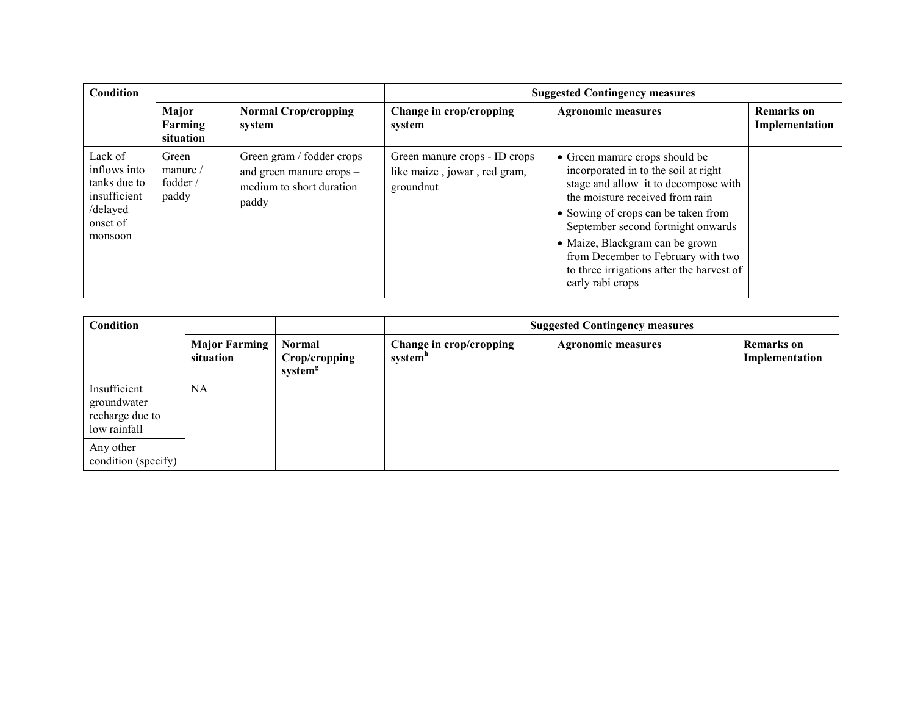| Condition | | | Suggested Contingency measures | | |
|---|---|---|---|---|---|
| | Major Farming situation | Normal Crop/cropping system | Change in crop/cropping system | Agronomic measures | Remarks on Implementation |
| Lack of inflows into tanks due to insufficient /delayed onset of monsoon | Green manure / fodder / paddy | Green gram / fodder crops and green manure crops – medium to short duration paddy | Green manure crops - ID crops like maize , jowar , red gram, groundnut | • Green manure crops should be incorporated in to the soil at right stage and allow it to decompose with the moisture received from rain<br>• Sowing of crops can be taken from September second fortnight onwards<br>• Maize, Blackgram can be grown from December to February with two to three irrigations after the harvest of early rabi crops | |

| Condition | | | Suggested Contingency measures | | |
|---|---|---|---|---|---|
| | Major Farming situation | Normal Crop/cropping system[g] | Change in crop/cropping system[h] | Agronomic measures | Remarks on Implementation |
| Insufficient groundwater recharge due to low rainfall | NA | | | | |
| Any other condition (specify) | | | | | |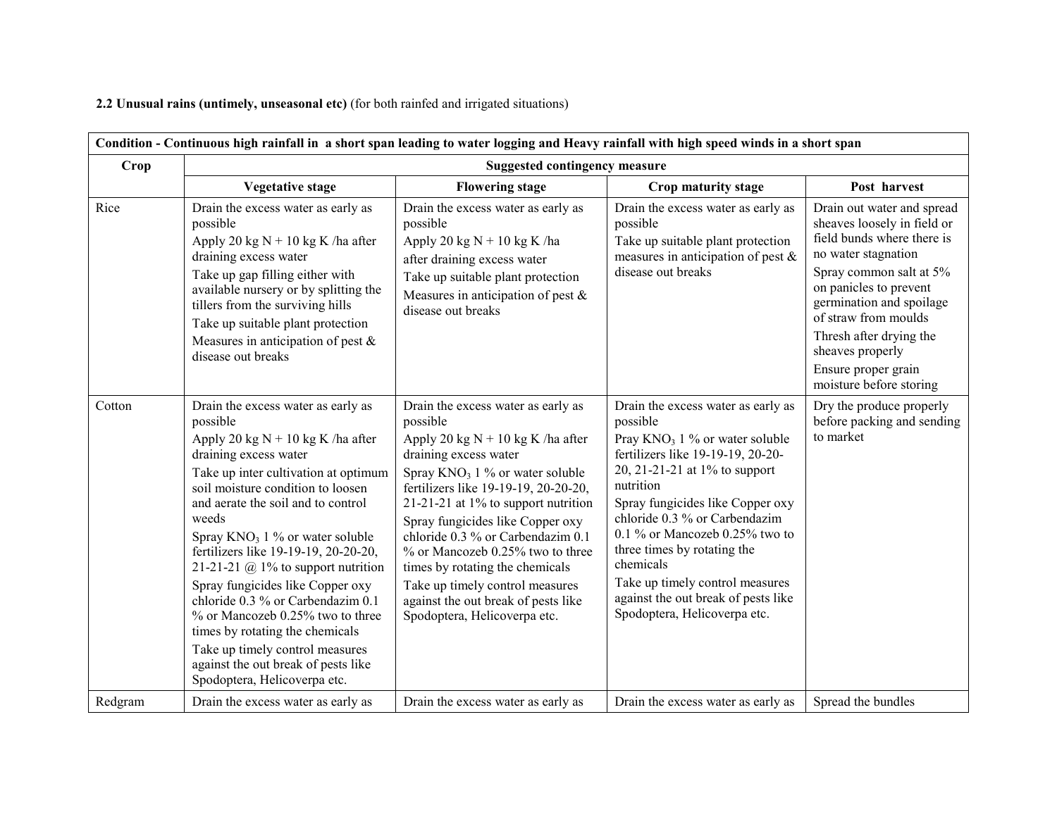**2.2 Unusual rains (untimely, unseasonal etc)** (for both rainfed and irrigated situations)

| **Condition - Continuous high rainfall in a short span leading to water logging and Heavy rainfall with high speed winds in a short span** | | | | |
|---|---|---|---|---|
| **Crop** | **Suggested contingency measure** | | | |
| | **Vegetative stage** | **Flowering stage** | **Crop maturity stage** | **Post harvest** |
| Rice | Drain the excess water as early as possible<br>Apply 20 kg N + 10 kg K /ha after draining excess water<br>Take up gap filling either with available nursery or by splitting the tillers from the surviving hills<br>Take up suitable plant protection<br>Measures in anticipation of pest & disease out breaks | Drain the excess water as early as possible<br>Apply 20 kg N + 10 kg K /ha after draining excess water<br>Take up suitable plant protection<br>Measures in anticipation of pest & disease out breaks | Drain the excess water as early as possible<br>Take up suitable plant protection measures in anticipation of pest & disease out breaks | Drain out water and spread sheaves loosely in field or field bunds where there is no water stagnation<br>Spray common salt at 5% on panicles to prevent germination and spoilage of straw from moulds<br>Thresh after drying the sheaves properly<br>Ensure proper grain moisture before storing |
| Cotton | Drain the excess water as early as possible<br>Apply 20 kg N + 10 kg K /ha after draining excess water<br>Take up inter cultivation at optimum soil moisture condition to loosen and aerate the soil and to control weeds<br>Spray $KNO_3$ 1 % or water soluble fertilizers like 19-19-19, 20-20-20, 21-21-21 @ 1% to support nutrition<br>Spray fungicides like Copper oxy chloride 0.3 % or Carbendazim 0.1 % or Mancozeb 0.25% two to three times by rotating the chemicals<br>Take up timely control measures against the out break of pests like Spodoptera, Helicoverpa etc. | Drain the excess water as early as possible<br>Apply 20 kg N + 10 kg K /ha after draining excess water<br>Spray $KNO_3$ 1 % or water soluble fertilizers like 19-19-19, 20-20-20, 21-21-21 at 1% to support nutrition<br>Spray fungicides like Copper oxy chloride 0.3 % or Carbendazim 0.1 % or Mancozeb 0.25% two to three times by rotating the chemicals<br>Take up timely control measures against the out break of pests like Spodoptera, Helicoverpa etc. | Drain the excess water as early as possible<br>Pray $KNO_3$ 1 % or water soluble fertilizers like 19-19-19, 20-20-20, 21-21-21 at 1% to support nutrition<br>Spray fungicides like Copper oxy chloride 0.3 % or Carbendazim 0.1 % or Mancozeb 0.25% two to three times by rotating the chemicals<br>Take up timely control measures against the out break of pests like Spodoptera, Helicoverpa etc. | Dry the produce properly before packing and sending to market |
| Redgram | Drain the excess water as early as | Drain the excess water as early as | Drain the excess water as early as | Spread the bundles |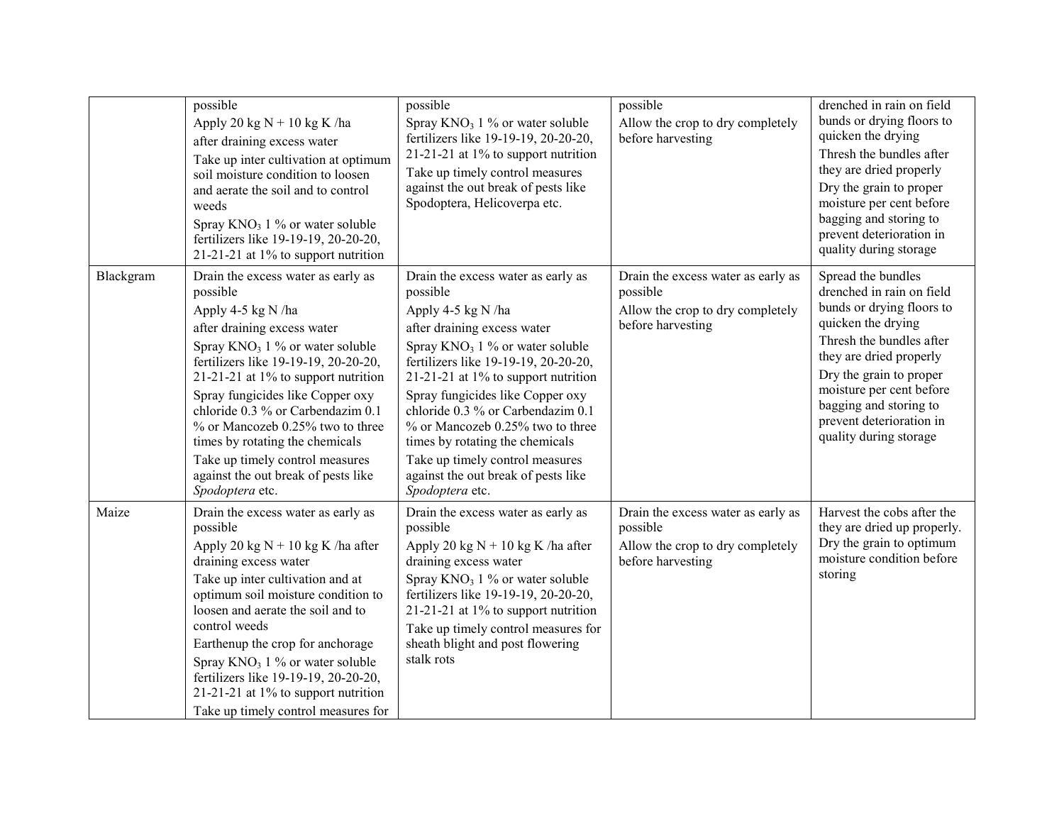| | | | | |
|---|---|---|---|---|
| | possible<br>Apply 20 kg N + 10 kg K /ha after draining excess water<br>Take up inter cultivation at optimum soil moisture condition to loosen and aerate the soil and to control weeds<br>Spray $KNO_3$ 1 % or water soluble fertilizers like 19-19-19, 20-20-20, 21-21-21 at 1% to support nutrition | possible<br>Spray $KNO_3$ 1 % or water soluble fertilizers like 19-19-19, 20-20-20, 21-21-21 at 1% to support nutrition<br>Take up timely control measures against the out break of pests like Spodoptera, Helicoverpa etc. | possible<br>Allow the crop to dry completely before harvesting | drenched in rain on field bunds or drying floors to quicken the drying<br>Thresh the bundles after they are dried properly<br>Dry the grain to proper moisture per cent before bagging and storing to prevent deterioration in quality during storage |
| Blackgram | Drain the excess water as early as possible<br>Apply 4-5 kg N /ha after draining excess water<br>Spray $KNO_3$ 1 % or water soluble fertilizers like 19-19-19, 20-20-20, 21-21-21 at 1% to support nutrition<br>Spray fungicides like Copper oxy chloride 0.3 % or Carbendazim 0.1 % or Mancozeb 0.25% two to three times by rotating the chemicals<br>Take up timely control measures against the out break of pests like *Spodoptera* etc. | Drain the excess water as early as possible<br>Apply 4-5 kg N /ha after draining excess water<br>Spray $KNO_3$ 1 % or water soluble fertilizers like 19-19-19, 20-20-20, 21-21-21 at 1% to support nutrition<br>Spray fungicides like Copper oxy chloride 0.3 % or Carbendazim 0.1 % or Mancozeb 0.25% two to three times by rotating the chemicals<br>Take up timely control measures against the out break of pests like *Spodoptera* etc. | Drain the excess water as early as possible<br>Allow the crop to dry completely before harvesting | Spread the bundles drenched in rain on field bunds or drying floors to quicken the drying<br>Thresh the bundles after they are dried properly<br>Dry the grain to proper moisture per cent before bagging and storing to prevent deterioration in quality during storage |
| Maize | Drain the excess water as early as possible<br>Apply 20 kg N + 10 kg K /ha after draining excess water<br>Take up inter cultivation and at optimum soil moisture condition to loosen and aerate the soil and to control weeds<br>Earthenup the crop for anchorage<br>Spray $KNO_3$ 1 % or water soluble fertilizers like 19-19-19, 20-20-20, 21-21-21 at 1% to support nutrition<br>Take up timely control measures for | Drain the excess water as early as possible<br>Apply 20 kg N + 10 kg K /ha after draining excess water<br>Spray $KNO_3$ 1 % or water soluble fertilizers like 19-19-19, 20-20-20, 21-21-21 at 1% to support nutrition<br>Take up timely control measures for sheath blight and post flowering stalk rots | Drain the excess water as early as possible<br>Allow the crop to dry completely before harvesting | Harvest the cobs after the they are dried up properly. Dry the grain to optimum moisture condition before storing |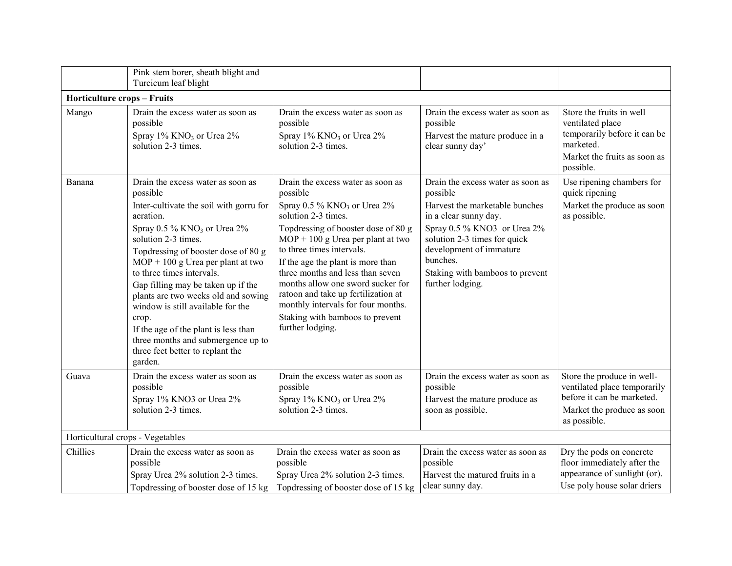| | | | | |
|---|---|---|---|---|
| | Pink stem borer, sheath blight and Turcicum leaf blight | | | |
| **Horticulture crops – Fruits** | | | | |
| Mango | Drain the excess water as soon as possible<br>Spray 1% $KNO_3$ or Urea 2% solution 2-3 times. | Drain the excess water as soon as possible<br>Spray 1% $KNO_3$ or Urea 2% solution 2-3 times. | Drain the excess water as soon as possible<br>Harvest the mature produce in a clear sunny day' | Store the fruits in well ventilated place temporarily before it can be marketed.<br>Market the fruits as soon as possible. |
| Banana | Drain the excess water as soon as possible<br>Inter-cultivate the soil with gorru for aeration.<br>Spray 0.5 % $KNO_3$ or Urea 2% solution 2-3 times.<br>Topdressing of booster dose of 80 g MOP + 100 g Urea per plant at two to three times intervals.<br>Gap filling may be taken up if the plants are two weeks old and sowing window is still available for the crop.<br>If the age of the plant is less than three months and submergence up to three feet better to replant the garden. | Drain the excess water as soon as possible<br>Spray 0.5 % $KNO_3$ or Urea 2% solution 2-3 times.<br>Topdressing of booster dose of 80 g MOP + 100 g Urea per plant at two to three times intervals.<br>If the age the plant is more than three months and less than seven months allow one sword sucker for ratoon and take up fertilization at monthly intervals for four months.<br>Staking with bamboos to prevent further lodging. | Drain the excess water as soon as possible<br>Harvest the marketable bunches in a clear sunny day.<br>Spray 0.5 % KNO3 or Urea 2% solution 2-3 times for quick development of immature bunches.<br>Staking with bamboos to prevent further lodging. | Use ripening chambers for quick ripening<br>Market the produce as soon as possible. |
| Guava | Drain the excess water as soon as possible<br>Spray 1% KNO3 or Urea 2% solution 2-3 times. | Drain the excess water as soon as possible<br>Spray 1% $KNO_3$ or Urea 2% solution 2-3 times. | Drain the excess water as soon as possible<br>Harvest the mature produce as soon as possible. | Store the produce in well-ventilated place temporarily before it can be marketed.<br>Market the produce as soon as possible. |
| Horticultural crops - Vegetables | | | | |
| Chillies | Drain the excess water as soon as possible<br>Spray Urea 2% solution 2-3 times.<br>Topdressing of booster dose of 15 kg | Drain the excess water as soon as possible<br>Spray Urea 2% solution 2-3 times.<br>Topdressing of booster dose of 15 kg | Drain the excess water as soon as possible<br>Harvest the matured fruits in a clear sunny day. | Dry the pods on concrete floor immediately after the appearance of sunlight (or).<br>Use poly house solar driers |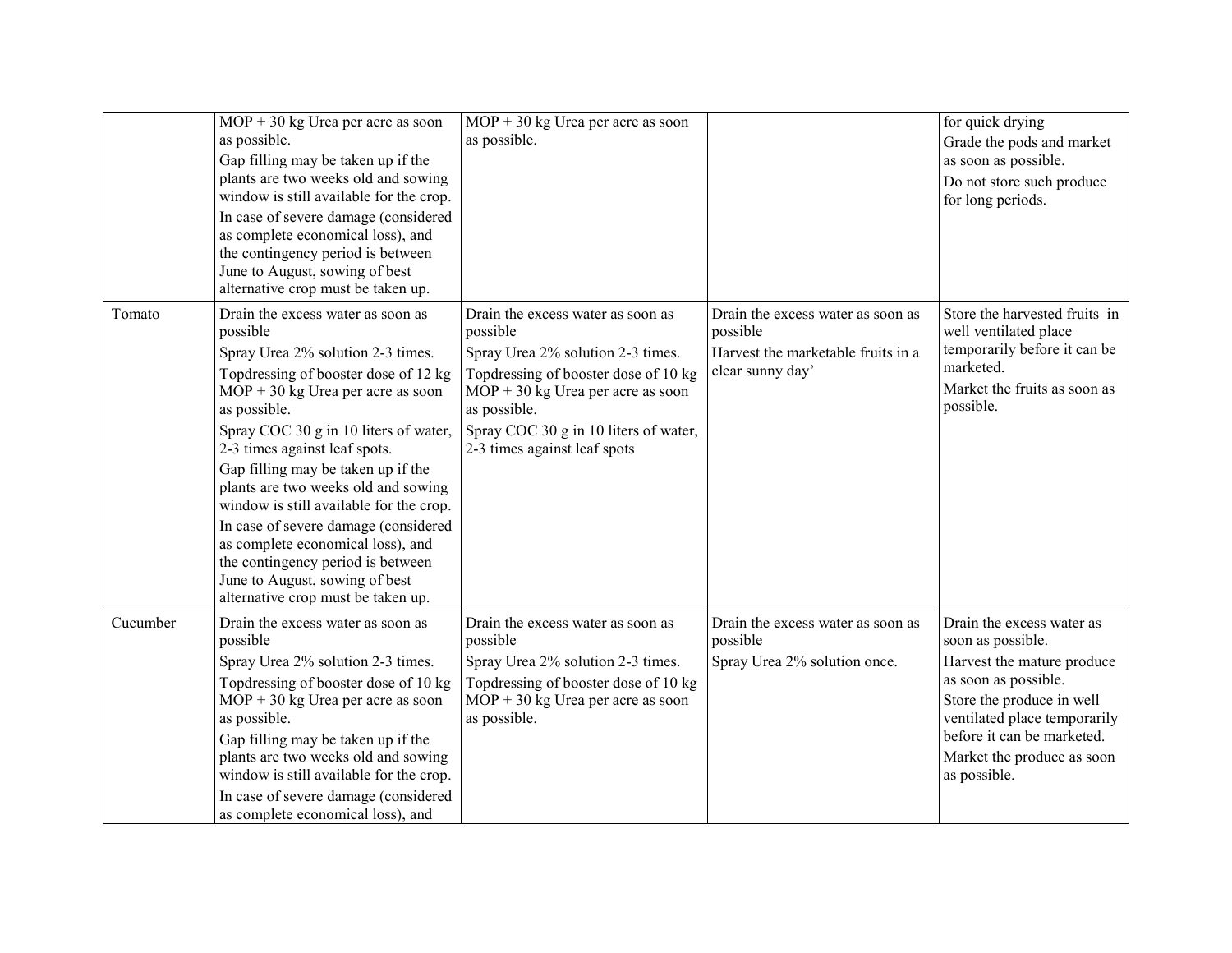| | | | | |
|---|---|---|---|---|
| | MOP + 30 kg Urea per acre as soon as possible.<br>Gap filling may be taken up if the plants are two weeks old and sowing window is still available for the crop.<br>In case of severe damage (considered as complete economical loss), and the contingency period is between June to August, sowing of best alternative crop must be taken up. | MOP + 30 kg Urea per acre as soon as possible. | | for quick drying<br>Grade the pods and market as soon as possible.<br>Do not store such produce for long periods. |
| Tomato | Drain the excess water as soon as possible<br>Spray Urea 2% solution 2-3 times.<br>Topdressing of booster dose of 12 kg MOP + 30 kg Urea per acre as soon as possible.<br>Spray COC 30 g in 10 liters of water, 2-3 times against leaf spots.<br>Gap filling may be taken up if the plants are two weeks old and sowing window is still available for the crop.<br>In case of severe damage (considered as complete economical loss), and the contingency period is between June to August, sowing of best alternative crop must be taken up. | Drain the excess water as soon as possible<br>Spray Urea 2% solution 2-3 times.<br>Topdressing of booster dose of 10 kg MOP + 30 kg Urea per acre as soon as possible.<br>Spray COC 30 g in 10 liters of water, 2-3 times against leaf spots | Drain the excess water as soon as possible<br>Harvest the marketable fruits in a clear sunny day' | Store the harvested fruits in well ventilated place temporarily before it can be marketed.<br>Market the fruits as soon as possible. |
| Cucumber | Drain the excess water as soon as possible<br>Spray Urea 2% solution 2-3 times.<br>Topdressing of booster dose of 10 kg MOP + 30 kg Urea per acre as soon as possible.<br>Gap filling may be taken up if the plants are two weeks old and sowing window is still available for the crop.<br>In case of severe damage (considered as complete economical loss), and | Drain the excess water as soon as possible<br>Spray Urea 2% solution 2-3 times.<br>Topdressing of booster dose of 10 kg MOP + 30 kg Urea per acre as soon as possible. | Drain the excess water as soon as possible<br>Spray Urea 2% solution once. | Drain the excess water as soon as possible.<br>Harvest the mature produce as soon as possible.<br>Store the produce in well ventilated place temporarily before it can be marketed.<br>Market the produce as soon as possible. |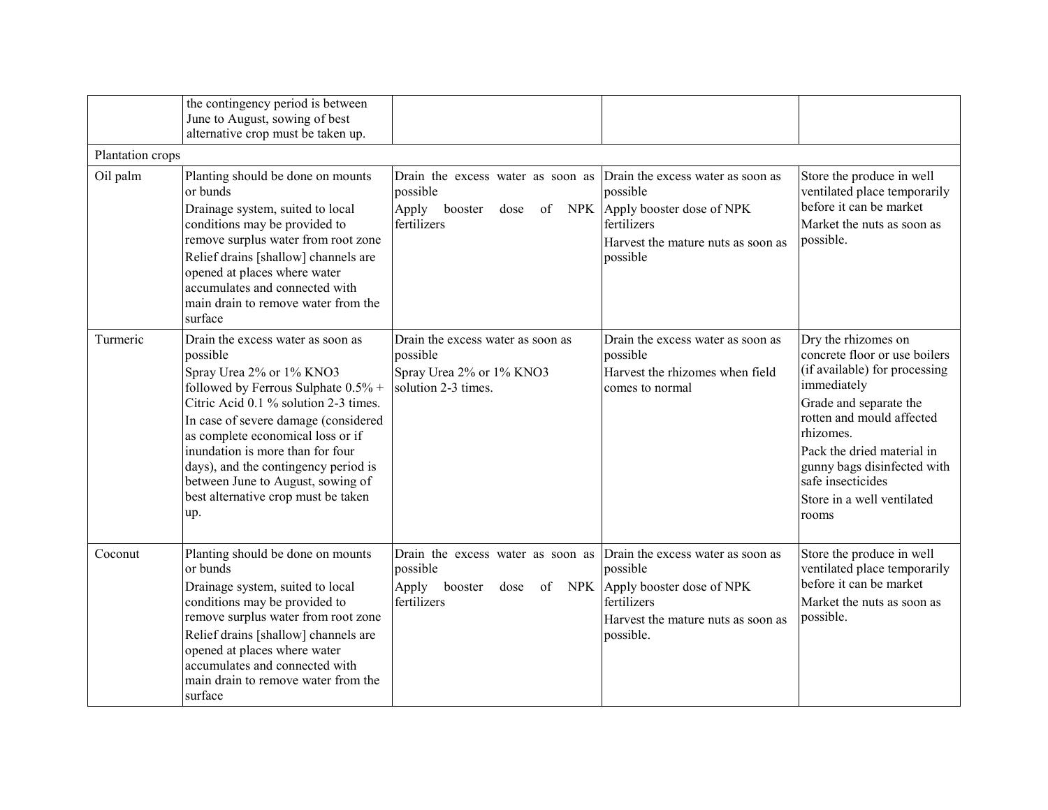| | | | | |
|---|---|---|---|---|
| | the contingency period is between June to August, sowing of best alternative crop must be taken up. | | | |
| Plantation crops | | | | |
| Oil palm | Planting should be done on mounts or bunds<br>Drainage system, suited to local conditions may be provided to remove surplus water from root zone<br>Relief drains [shallow] channels are opened at places where water accumulates and connected with main drain to remove water from the surface | Drain the excess water as soon as possible<br>Apply booster dose of NPK fertilizers | Drain the excess water as soon as possible<br>Apply booster dose of NPK fertilizers<br>Harvest the mature nuts as soon as possible | Store the produce in well ventilated place temporarily before it can be market<br>Market the nuts as soon as possible. |
| Turmeric | Drain the excess water as soon as possible<br>Spray Urea 2% or 1% $KNO_3$ followed by Ferrous Sulphate 0.5% + Citric Acid 0.1 % solution 2-3 times.<br>In case of severe damage (considered as complete economical loss or if inundation is more than for four days), and the contingency period is between June to August, sowing of best alternative crop must be taken up. | Drain the excess water as soon as possible<br>Spray Urea 2% or 1% $KNO_3$ solution 2-3 times. | Drain the excess water as soon as possible<br>Harvest the rhizomes when field comes to normal | Dry the rhizomes on concrete floor or use boilers (if available) for processing immediately<br>Grade and separate the rotten and mould affected rhizomes.<br>Pack the dried material in gunny bags disinfected with safe insecticides<br>Store in a well ventilated rooms |
| Coconut | Planting should be done on mounts or bunds<br>Drainage system, suited to local conditions may be provided to remove surplus water from root zone<br>Relief drains [shallow] channels are opened at places where water accumulates and connected with main drain to remove water from the surface | Drain the excess water as soon as possible<br>Apply booster dose of NPK fertilizers | Drain the excess water as soon as possible<br>Apply booster dose of NPK fertilizers<br>Harvest the mature nuts as soon as possible. | Store the produce in well ventilated place temporarily before it can be market<br>Market the nuts as soon as possible. |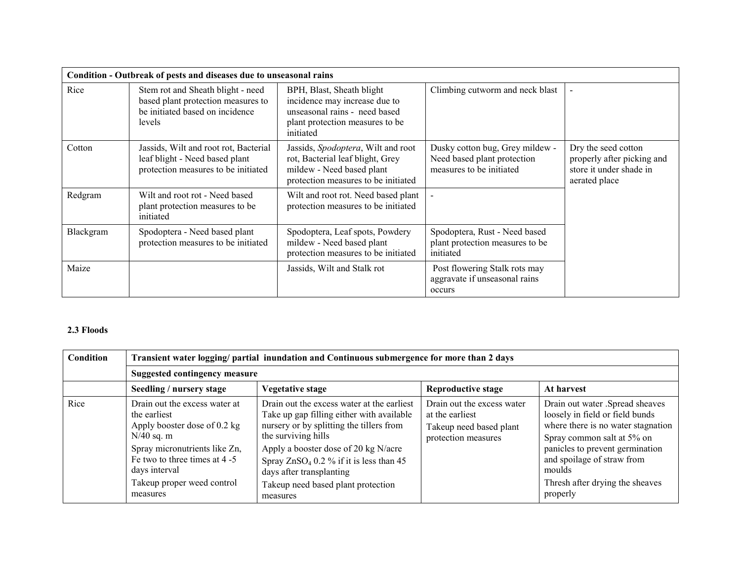| Condition - Outbreak of pests and diseases due to unseasonal rains | | | | |
|---|---|---|---|---|
| Rice | Stem rot and Sheath blight - need based plant protection measures to be initiated based on incidence levels | BPH, Blast, Sheath blight incidence may increase due to unseasonal rains - need based plant protection measures to be initiated | Climbing cutworm and neck blast | - |
| Cotton | Jassids, Wilt and root rot, Bacterial leaf blight - Need based plant protection measures to be initiated | Jassids, *Spodoptera*, Wilt and root rot, Bacterial leaf blight, Grey mildew - Need based plant protection measures to be initiated | Dusky cotton bug, Grey mildew - Need based plant protection measures to be initiated | Dry the seed cotton properly after picking and store it under shade in aerated place |
| Redgram | Wilt and root rot - Need based plant protection measures to be initiated | Wilt and root rot. Need based plant protection measures to be initiated | - | |
| Blackgram | Spodoptera - Need based plant protection measures to be initiated | Spodoptera, Leaf spots, Powdery mildew - Need based plant protection measures to be initiated | Spodoptera, Rust - Need based plant protection measures to be initiated | |
| Maize | | Jassids, Wilt and Stalk rot | Post flowering Stalk rots may aggravate if unseasonal rains occurs | |

**2.3 Floods**

| Condition | Transient water logging/ partial inundation and Continuous submergence for more than 2 days | | | |
|---|---|---|---|---|
| | **Suggested contingency measure** | | | |
| | **Seedling / nursery stage** | **Vegetative stage** | **Reproductive stage** | **At harvest** |
| Rice | Drain out the excess water at the earliest<br>Apply booster dose of 0.2 kg N/40 sq. m<br>Spray micronutrients like Zn, Fe two to three times at 4 -5 days interval<br>Takeup proper weed control measures | Drain out the excess water at the earliest Take up gap filling either with available nursery or by splitting the tillers from the surviving hills<br>Apply a booster dose of 20 kg N/acre<br>Spray $ZnSO_4$ 0.2 % if it is less than 45 days after transplanting<br>Takeup need based plant protection measures | Drain out the excess water at the earliest<br>Takeup need based plant protection measures | Drain out water .Spread sheaves loosely in field or field bunds where there is no water stagnation<br>Spray common salt at 5% on panicles to prevent germination and spoilage of straw from moulds<br>Thresh after drying the sheaves properly |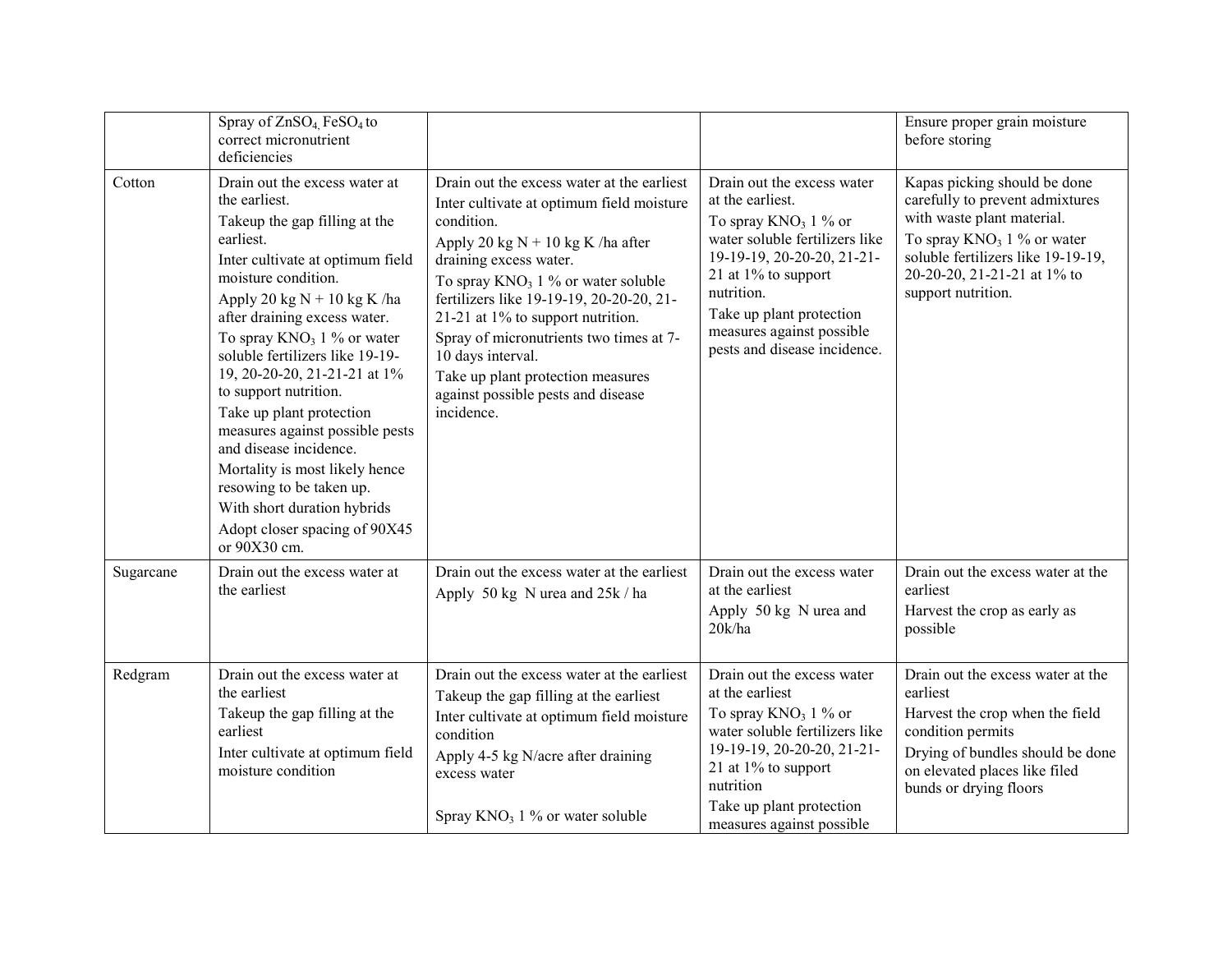| | | | | |
|---|---|---|---|---|
| | Spray of $ZnSO_4$, $FeSO_4$ to correct micronutrient deficiencies | | | Ensure proper grain moisture before storing |
| Cotton | Drain out the excess water at the earliest.<br>Takeup the gap filling at the earliest.<br>Inter cultivate at optimum field moisture condition.<br>Apply 20 kg N + 10 kg K /ha after draining excess water.<br>To spray $KNO_3$ 1 % or water soluble fertilizers like 19-19-19, 20-20-20, 21-21-21 at 1% to support nutrition.<br>Take up plant protection measures against possible pests and disease incidence.<br>Mortality is most likely hence resowing to be taken up.<br>With short duration hybrids<br>Adopt closer spacing of 90X45 or 90X30 cm. | Drain out the excess water at the earliest<br>Inter cultivate at optimum field moisture condition.<br>Apply 20 kg N + 10 kg K /ha after draining excess water.<br>To spray $KNO_3$ 1 % or water soluble fertilizers like 19-19-19, 20-20-20, 21-21-21 at 1% to support nutrition.<br>Spray of micronutrients two times at 7-10 days interval.<br>Take up plant protection measures against possible pests and disease incidence. | Drain out the excess water at the earliest.<br>To spray $KNO_3$ 1 % or water soluble fertilizers like 19-19-19, 20-20-20, 21-21-21 at 1% to support nutrition.<br>Take up plant protection measures against possible pests and disease incidence. | Kapas picking should be done carefully to prevent admixtures with waste plant material.<br>To spray $KNO_3$ 1 % or water soluble fertilizers like 19-19-19, 20-20-20, 21-21-21 at 1% to support nutrition. |
| Sugarcane | Drain out the excess water at the earliest | Drain out the excess water at the earliest<br>Apply 50 kg N urea and 25k / ha | Drain out the excess water at the earliest<br>Apply 50 kg N urea and 20k/ha | Drain out the excess water at the earliest<br>Harvest the crop as early as possible |
| Redgram | Drain out the excess water at the earliest<br>Takeup the gap filling at the earliest<br>Inter cultivate at optimum field moisture condition | Drain out the excess water at the earliest<br>Takeup the gap filling at the earliest<br>Inter cultivate at optimum field moisture condition<br>Apply 4-5 kg N/acre after draining excess water<br><br>Spray $KNO_3$ 1 % or water soluble | Drain out the excess water at the earliest<br>To spray $KNO_3$ 1 % or water soluble fertilizers like 19-19-19, 20-20-20, 21-21-21 at 1% to support nutrition<br>Take up plant protection measures against possible | Drain out the excess water at the earliest<br>Harvest the crop when the field condition permits<br>Drying of bundles should be done on elevated places like filed bunds or drying floors |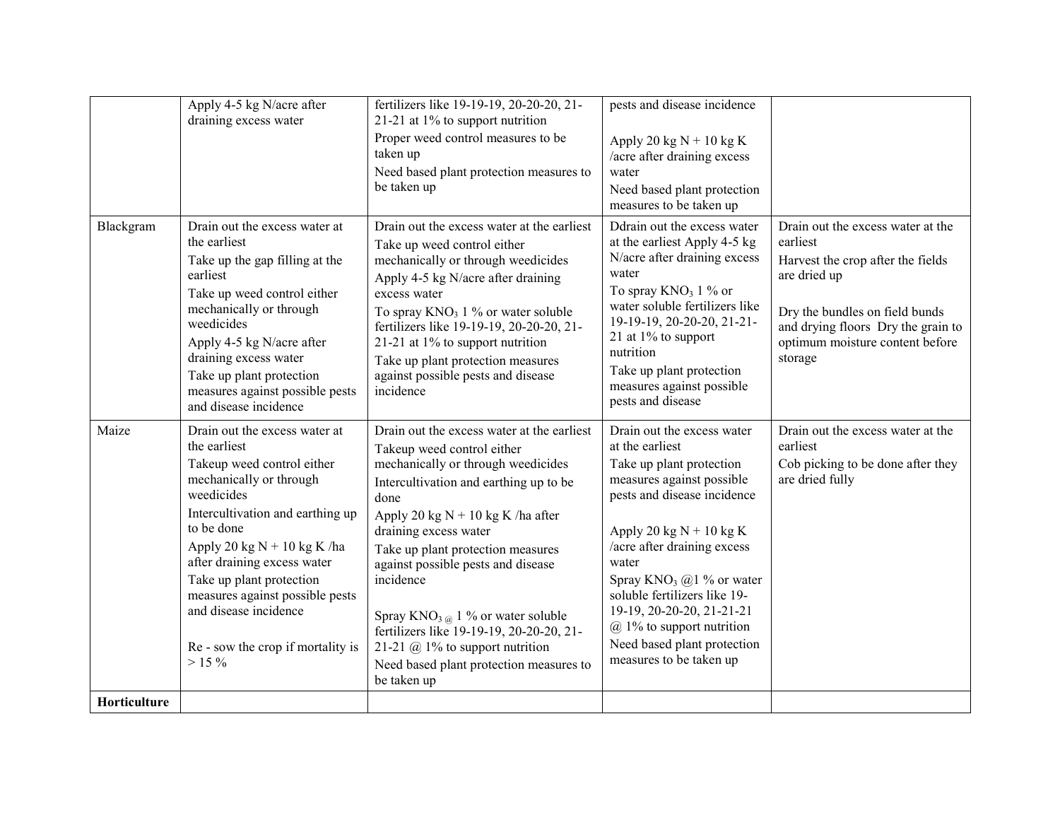| | | | | |
|---|---|---|---|---|
| | Apply 4-5 kg N/acre after draining excess water | fertilizers like 19-19-19, 20-20-20, 21-21-21 at 1% to support nutrition<br>Proper weed control measures to be taken up<br>Need based plant protection measures to be taken up | pests and disease incidence<br><br>Apply 20 kg N + 10 kg K /acre after draining excess water<br>Need based plant protection measures to be taken up | |
| Blackgram | Drain out the excess water at the earliest<br>Take up the gap filling at the earliest<br>Take up weed control either mechanically or through weedicides<br>Apply 4-5 kg N/acre after draining excess water<br>Take up plant protection measures against possible pests and disease incidence | Drain out the excess water at the earliest<br>Take up weed control either mechanically or through weedicides<br>Apply 4-5 kg N/acre after draining excess water<br>To spray $KNO_3$ 1 % or water soluble fertilizers like 19-19-19, 20-20-20, 21-21-21 at 1% to support nutrition<br>Take up plant protection measures against possible pests and disease incidence | Ddrain out the excess water at the earliest Apply 4-5 kg N/acre after draining excess water<br>To spray $KNO_3$ 1 % or water soluble fertilizers like 19-19-19, 20-20-20, 21-21-21 at 1% to support nutrition<br>Take up plant protection measures against possible pests and disease | Drain out the excess water at the earliest<br>Harvest the crop after the fields are dried up<br><br>Dry the bundles on field bunds and drying floors Dry the grain to optimum moisture content before storage |
| Maize | Drain out the excess water at the earliest<br>Takeup weed control either mechanically or through weedicides<br>Intercultivation and earthing up to be done<br>Apply 20 kg N + 10 kg K /ha after draining excess water<br>Take up plant protection measures against possible pests and disease incidence<br><br>Re - sow the crop if mortality is > 15 % | Drain out the excess water at the earliest<br>Takeup weed control either mechanically or through weedicides<br>Intercultivation and earthing up to be done<br>Apply 20 kg N + 10 kg K /ha after draining excess water<br>Take up plant protection measures against possible pests and disease incidence<br><br>Spray $KNO_{3\,@}$ 1 % or water soluble fertilizers like 19-19-19, 20-20-20, 21-21-21 @ 1% to support nutrition<br>Need based plant protection measures to be taken up | Drain out the excess water at the earliest<br>Take up plant protection measures against possible pests and disease incidence<br><br>Apply 20 kg N + 10 kg K /acre after draining excess water<br>Spray $KNO_3$ @1 % or water soluble fertilizers like 19-19-19, 20-20-20, 21-21-21 @ 1% to support nutrition<br>Need based plant protection measures to be taken up | Drain out the excess water at the earliest<br>Cob picking to be done after they are dried fully |
| **Horticulture** | | | | |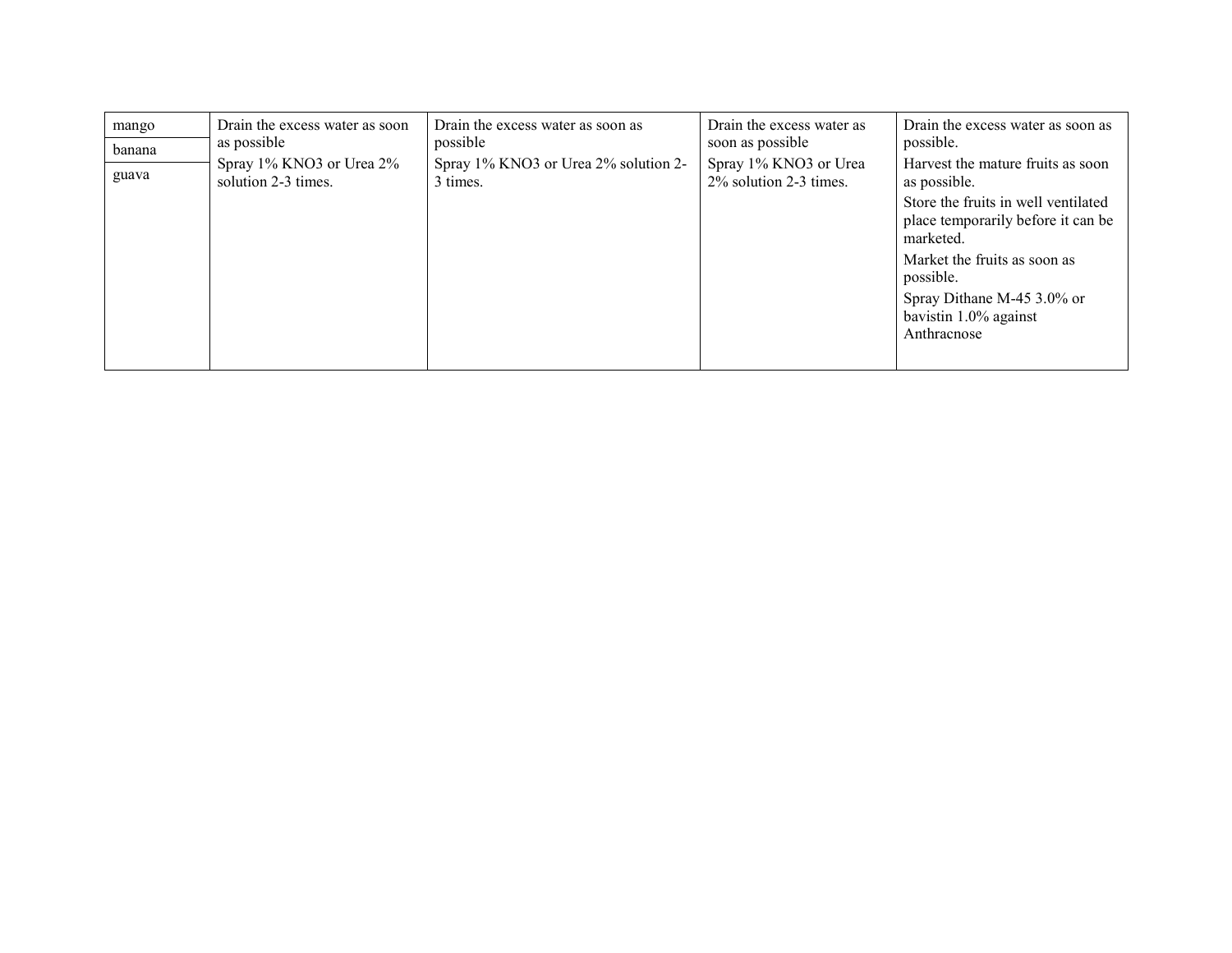| mango<br>banana<br>guava | Drain the excess water as soon as possible<br>Spray 1% $KNO_3$ or Urea 2% solution 2-3 times. | Drain the excess water as soon as possible<br>Spray 1% $KNO_3$ or Urea 2% solution 2-3 times. | Drain the excess water as soon as possible<br>Spray 1% $KNO_3$ or Urea 2% solution 2-3 times. | Drain the excess water as soon as possible.<br>Harvest the mature fruits as soon as possible.<br>Store the fruits in well ventilated place temporarily before it can be marketed.<br>Market the fruits as soon as possible.<br>Spray Dithane M-45 3.0% or bavistin 1.0% against Anthracnose |
|---|---|---|---|---|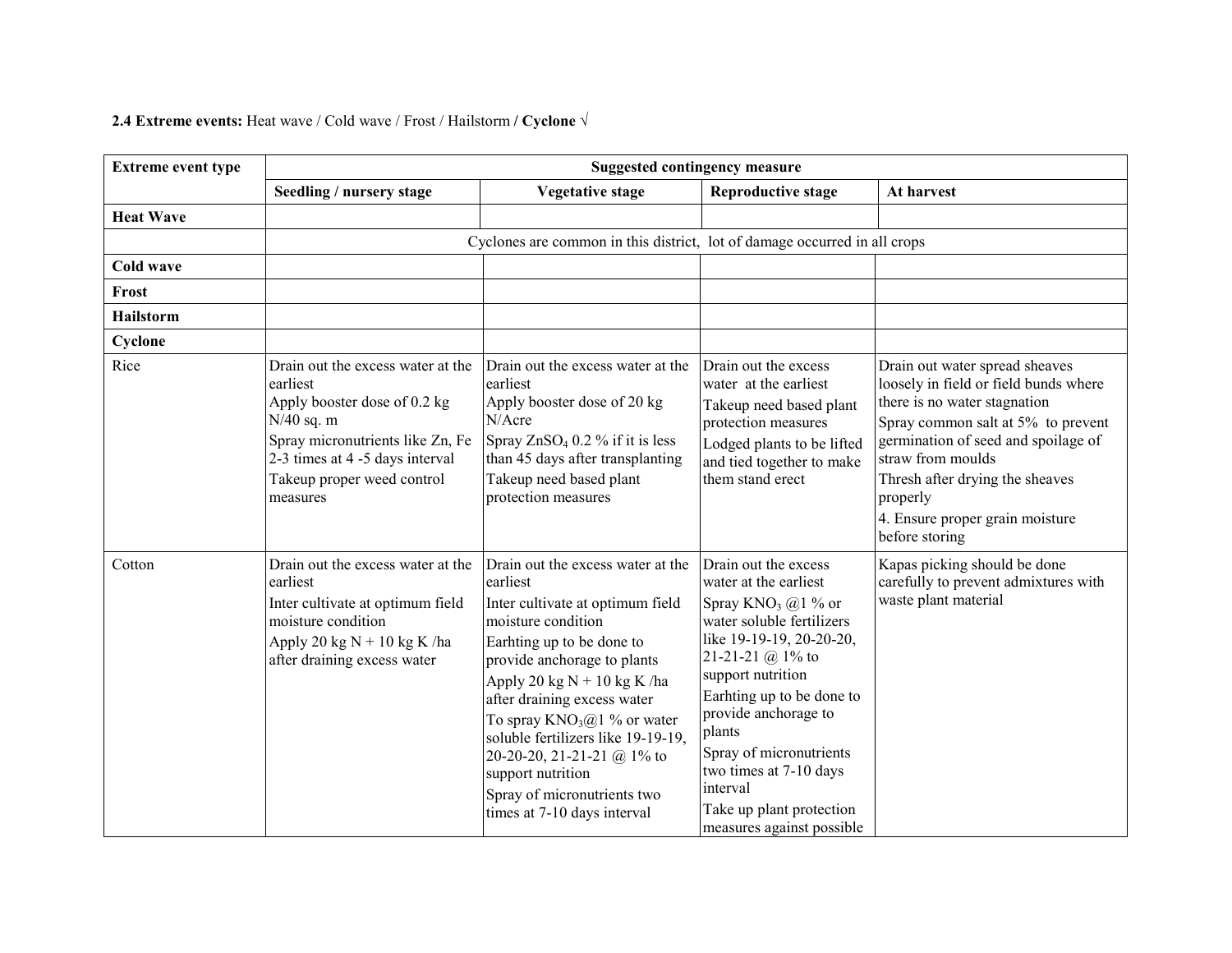**2.4 Extreme events:** Heat wave / Cold wave / Frost / Hailstorm **/ Cyclone** √

| Extreme event type | Suggested contingency measure | | | |
|---|---|---|---|---|
| | **Seedling / nursery stage** | **Vegetative stage** | **Reproductive stage** | **At harvest** |
| **Heat Wave** | | | | |
| | Cyclones are common in this district, lot of damage occurred in all crops | | | |
| **Cold wave** | | | | |
| **Frost** | | | | |
| **Hailstorm** | | | | |
| **Cyclone** | | | | |
| Rice | Drain out the excess water at the earliest<br>Apply booster dose of 0.2 kg N/40 sq. m<br>Spray micronutrients like Zn, Fe 2-3 times at 4 -5 days interval<br>Takeup proper weed control measures | Drain out the excess water at the earliest<br>Apply booster dose of 20 kg N/Acre<br>Spray $ZnSO_4$ 0.2 % if it is less than 45 days after transplanting<br>Takeup need based plant protection measures | Drain out the excess water at the earliest<br>Takeup need based plant protection measures<br>Lodged plants to be lifted and tied together to make them stand erect | Drain out water spread sheaves loosely in field or field bunds where there is no water stagnation<br>Spray common salt at 5% to prevent germination of seed and spoilage of straw from moulds<br>Thresh after drying the sheaves properly<br>4. Ensure proper grain moisture before storing |
| Cotton | Drain out the excess water at the earliest<br>Inter cultivate at optimum field moisture condition<br>Apply 20 kg N + 10 kg K /ha after draining excess water | Drain out the excess water at the earliest<br>Inter cultivate at optimum field moisture condition<br>Earhting up to be done to provide anchorage to plants<br>Apply 20 kg N + 10 kg K /ha after draining excess water<br>To spray $KNO_3$@1 % or water soluble fertilizers like 19-19-19, 20-20-20, 21-21-21 @ 1% to support nutrition<br>Spray of micronutrients two times at 7-10 days interval | Drain out the excess water at the earliest<br>Spray $KNO_3$ @1 % or water soluble fertilizers like 19-19-19, 20-20-20, 21-21-21 @ 1% to support nutrition<br>Earhting up to be done to provide anchorage to plants<br>Spray of micronutrients two times at 7-10 days interval<br>Take up plant protection measures against possible | Kapas picking should be done carefully to prevent admixtures with waste plant material |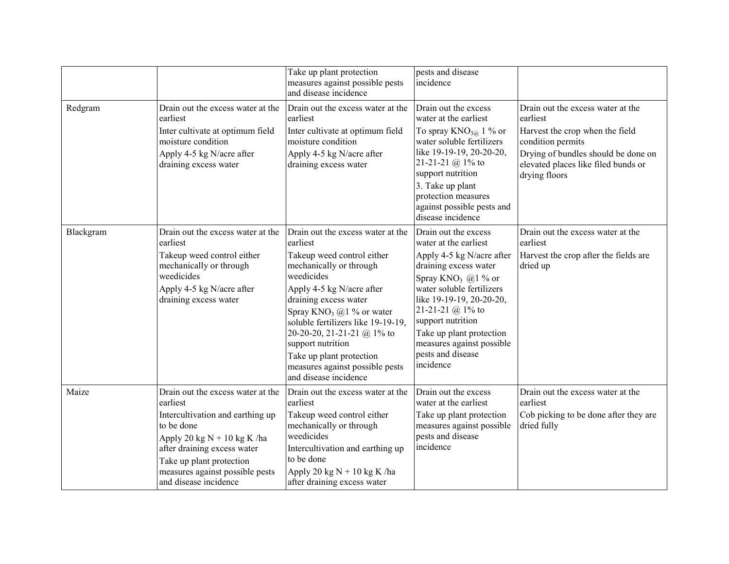| | | | | |
|---|---|---|---|---|
| | | Take up plant protection measures against possible pests and disease incidence | pests and disease incidence | |
| Redgram | Drain out the excess water at the earliest<br>Inter cultivate at optimum field moisture condition<br>Apply 4-5 kg N/acre after draining excess water | Drain out the excess water at the earliest<br>Inter cultivate at optimum field moisture condition<br>Apply 4-5 kg N/acre after draining excess water | Drain out the excess water at the earliest<br>To spray $KNO_{3@}$ 1 % or water soluble fertilizers like 19-19-19, 20-20-20, 21-21-21 @ 1% to support nutrition<br>3. Take up plant protection measures against possible pests and disease incidence | Drain out the excess water at the earliest<br>Harvest the crop when the field condition permits<br>Drying of bundles should be done on elevated places like filed bunds or drying floors |
| Blackgram | Drain out the excess water at the earliest<br>Takeup weed control either mechanically or through weedicides<br>Apply 4-5 kg N/acre after draining excess water | Drain out the excess water at the earliest<br>Takeup weed control either mechanically or through weedicides<br>Apply 4-5 kg N/acre after draining excess water<br>Spray $KNO_3$ @1 % or water soluble fertilizers like 19-19-19, 20-20-20, 21-21-21 @ 1% to support nutrition<br>Take up plant protection measures against possible pests and disease incidence | Drain out the excess water at the earliest<br>Apply 4-5 kg N/acre after draining excess water<br>Spray $KNO_3$ @1 % or water soluble fertilizers like 19-19-19, 20-20-20, 21-21-21 @ 1% to support nutrition<br>Take up plant protection measures against possible pests and disease incidence | Drain out the excess water at the earliest<br>Harvest the crop after the fields are dried up |
| Maize | Drain out the excess water at the earliest<br>Intercultivation and earthing up to be done<br>Apply 20 kg N + 10 kg K /ha after draining excess water<br>Take up plant protection measures against possible pests and disease incidence | Drain out the excess water at the earliest<br>Takeup weed control either mechanically or through weedicides<br>Intercultivation and earthing up to be done<br>Apply 20 kg N + 10 kg K /ha after draining excess water | Drain out the excess water at the earliest<br>Take up plant protection measures against possible pests and disease incidence | Drain out the excess water at the earliest<br>Cob picking to be done after they are dried fully |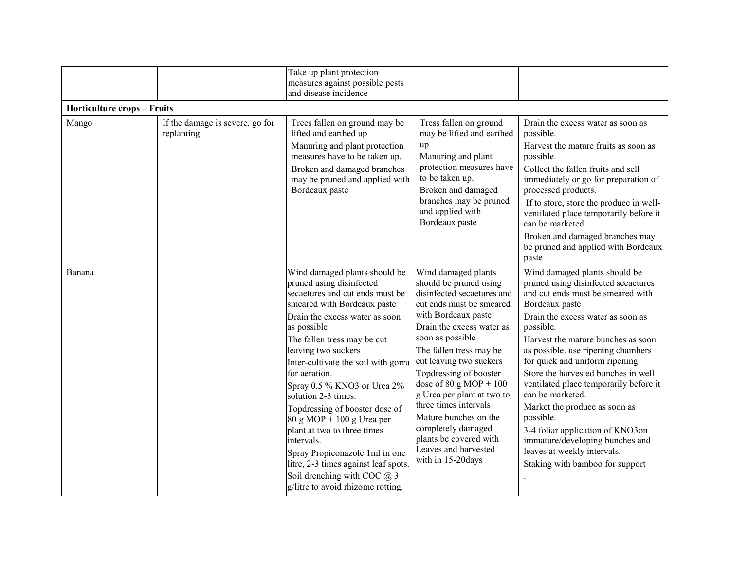|  |  |  |  |  |
|---|---|---|---|---|
|  |  | Take up plant protection measures against possible pests and disease incidence |  |  |
| **Horticulture crops – Fruits** |  |  |  |  |
| Mango | If the damage is severe, go for replanting. | Trees fallen on ground may be lifted and earthed up<br>Manuring and plant protection measures have to be taken up.<br>Broken and damaged branches may be pruned and applied with Bordeaux paste | Tress fallen on ground may be lifted and earthed up<br>Manuring and plant protection measures have to be taken up.<br>Broken and damaged branches may be pruned and applied with Bordeaux paste | Drain the excess water as soon as possible.<br>Harvest the mature fruits as soon as possible.<br>Collect the fallen fruits and sell immediately or go for preparation of processed products.<br>If to store, store the produce in well-ventilated place temporarily before it can be marketed.<br>Broken and damaged branches may be pruned and applied with Bordeaux paste |
| Banana |  | Wind damaged plants should be pruned using disinfected secaetures and cut ends must be smeared with Bordeaux paste<br>Drain the excess water as soon as possible<br>The fallen tress may be cut leaving two suckers<br>Inter-cultivate the soil with gorru for aeration.<br>Spray 0.5 % $KNO_3$ or Urea 2% solution 2-3 times.<br>Topdressing of booster dose of 80 g MOP + 100 g Urea per plant at two to three times intervals.<br>Spray Propiconazole 1ml in one litre, 2-3 times against leaf spots.<br>Soil drenching with COC @ 3 g/litre to avoid rhizome rotting. | Wind damaged plants should be pruned using disinfected secaetures and cut ends must be smeared with Bordeaux paste<br>Drain the excess water as soon as possible<br>The fallen tress may be cut leaving two suckers<br>Topdressing of booster dose of 80 g MOP + 100 g Urea per plant at two to three times intervals<br>Mature bunches on the completely damaged plants be covered with Leaves and harvested with in 15-20days | Wind damaged plants should be pruned using disinfected secaetures and cut ends must be smeared with Bordeaux paste<br>Drain the excess water as soon as possible.<br>Harvest the mature bunches as soon as possible. use ripening chambers for quick and uniform ripening<br>Store the harvested bunches in well ventilated place temporarily before it can be marketed.<br>Market the produce as soon as possible.<br>3-4 foliar application of $KNO_3$on immature/developing bunches and leaves at weekly intervals.<br>Staking with bamboo for support<br>. |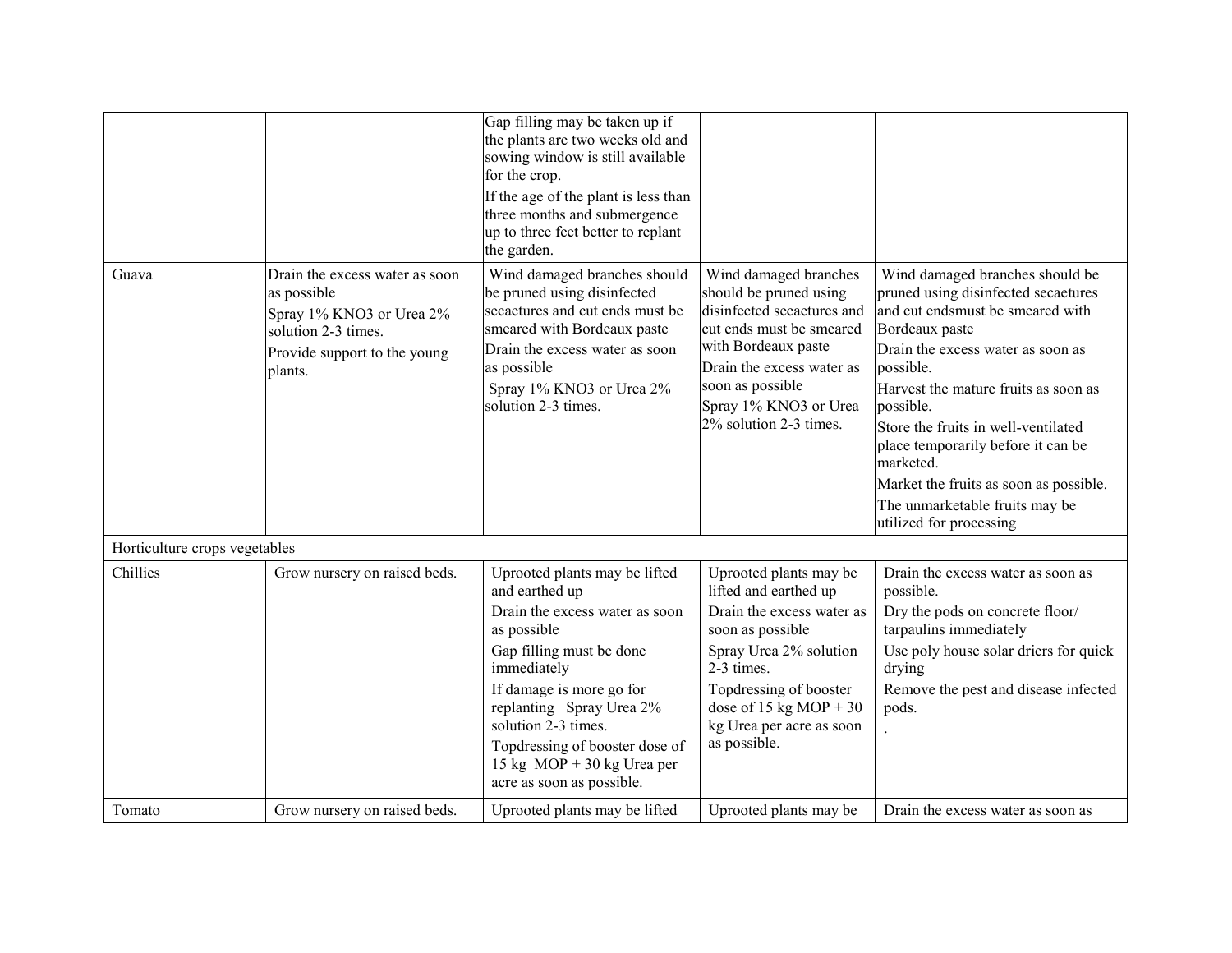| | | | | |
|---|---|---|---|---|
| | | Gap filling may be taken up if the plants are two weeks old and sowing window is still available for the crop.<br>If the age of the plant is less than three months and submergence up to three feet better to replant the garden. | | |
| Guava | Drain the excess water as soon as possible<br>Spray 1% $KNO_3$ or Urea 2% solution 2-3 times.<br>Provide support to the young plants. | Wind damaged branches should be pruned using disinfected secaetures and cut ends must be smeared with Bordeaux paste<br>Drain the excess water as soon as possible<br>Spray 1% $KNO_3$ or Urea 2% solution 2-3 times. | Wind damaged branches should be pruned using disinfected secaetures and cut ends must be smeared with Bordeaux paste<br>Drain the excess water as soon as possible<br>Spray 1% $KNO_3$ or Urea 2% solution 2-3 times. | Wind damaged branches should be pruned using disinfected secaetures and cut endsmust be smeared with Bordeaux paste<br>Drain the excess water as soon as possible.<br>Harvest the mature fruits as soon as possible.<br>Store the fruits in well-ventilated place temporarily before it can be marketed.<br>Market the fruits as soon as possible.<br>The unmarketable fruits may be utilized for processing |
| Horticulture crops vegetables | | | | |
| Chillies | Grow nursery on raised beds. | Uprooted plants may be lifted and earthed up<br>Drain the excess water as soon as possible<br>Gap filling must be done immediately<br>If damage is more go for replanting Spray Urea 2% solution 2-3 times.<br>Topdressing of booster dose of 15 kg MOP + 30 kg Urea per acre as soon as possible. | Uprooted plants may be lifted and earthed up<br>Drain the excess water as soon as possible<br>Spray Urea 2% solution 2-3 times.<br>Topdressing of booster dose of 15 kg MOP + 30 kg Urea per acre as soon as possible. | Drain the excess water as soon as possible.<br>Dry the pods on concrete floor/ tarpaulins immediately<br>Use poly house solar driers for quick drying<br>Remove the pest and disease infected pods.<br>. |
| Tomato | Grow nursery on raised beds. | Uprooted plants may be lifted | Uprooted plants may be | Drain the excess water as soon as |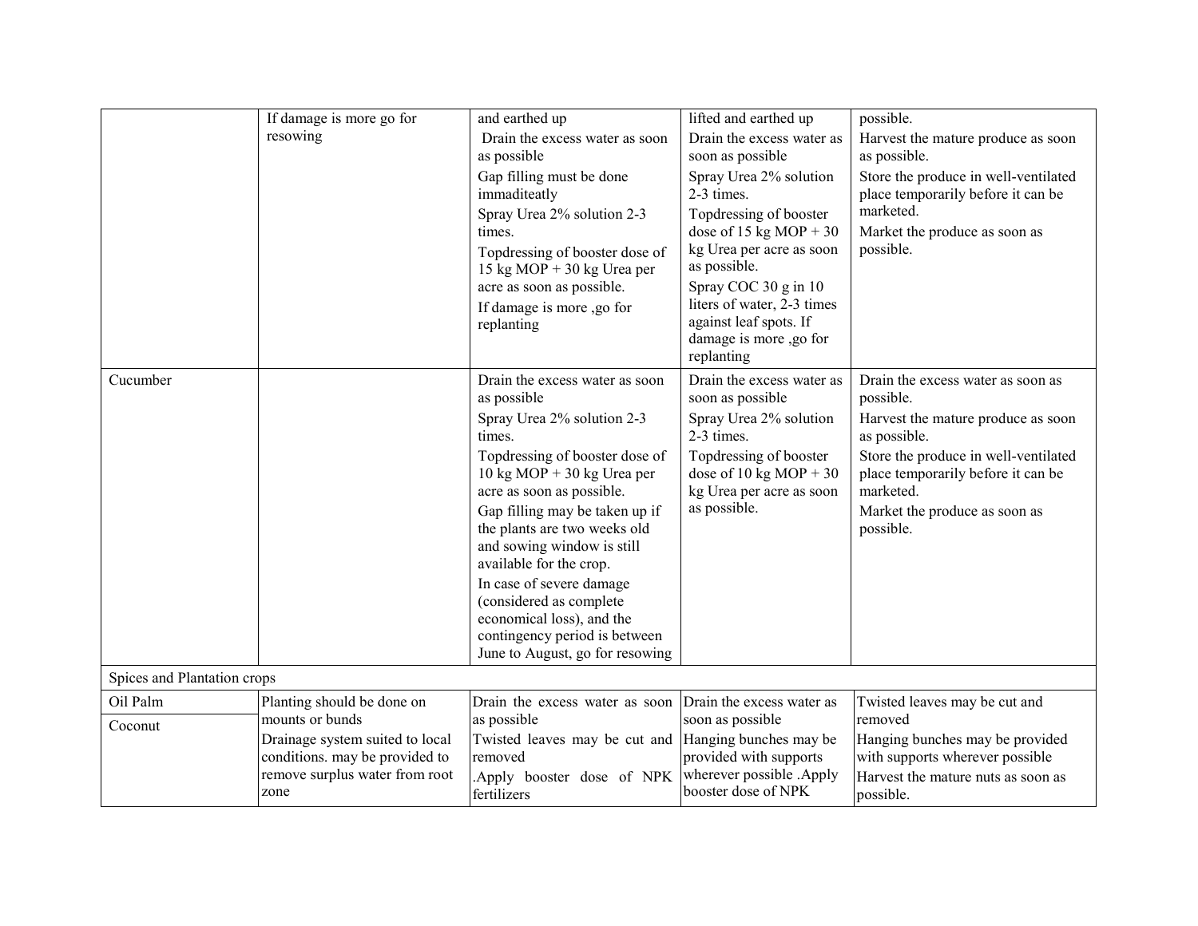| | | | | |
|---|---|---|---|---|
| | If damage is more go for resowing | and earthed up<br>Drain the excess water as soon as possible<br>Gap filling must be done immaditeatly<br>Spray Urea 2% solution 2-3 times.<br>Topdressing of booster dose of 15 kg MOP + 30 kg Urea per acre as soon as possible.<br>If damage is more ,go for replanting | lifted and earthed up<br>Drain the excess water as soon as possible<br>Spray Urea 2% solution 2-3 times.<br>Topdressing of booster dose of 15 kg MOP + 30 kg Urea per acre as soon as possible.<br>Spray COC 30 g in 10 liters of water, 2-3 times against leaf spots. If damage is more ,go for replanting | possible.<br>Harvest the mature produce as soon as possible.<br>Store the produce in well-ventilated place temporarily before it can be marketed.<br>Market the produce as soon as possible. |
| Cucumber | | Drain the excess water as soon as possible<br>Spray Urea 2% solution 2-3 times.<br>Topdressing of booster dose of 10 kg MOP + 30 kg Urea per acre as soon as possible.<br>Gap filling may be taken up if the plants are two weeks old and sowing window is still available for the crop.<br>In case of severe damage (considered as complete economical loss), and the contingency period is between June to August, go for resowing | Drain the excess water as soon as possible<br>Spray Urea 2% solution 2-3 times.<br>Topdressing of booster dose of 10 kg MOP + 30 kg Urea per acre as soon as possible. | Drain the excess water as soon as possible.<br>Harvest the mature produce as soon as possible.<br>Store the produce in well-ventilated place temporarily before it can be marketed.<br>Market the produce as soon as possible. |
| Spices and Plantation crops | | | | |
| Oil Palm<br>Coconut | Planting should be done on mounts or bunds<br>Drainage system suited to local conditions. may be provided to remove surplus water from root zone | Drain the excess water as soon as possible<br>Twisted leaves may be cut and removed<br>.Apply booster dose of NPK fertilizers | Drain the excess water as soon as possible<br>Hanging bunches may be provided with supports wherever possible .Apply booster dose of NPK | Twisted leaves may be cut and removed<br>Hanging bunches may be provided with supports wherever possible<br>Harvest the mature nuts as soon as possible. |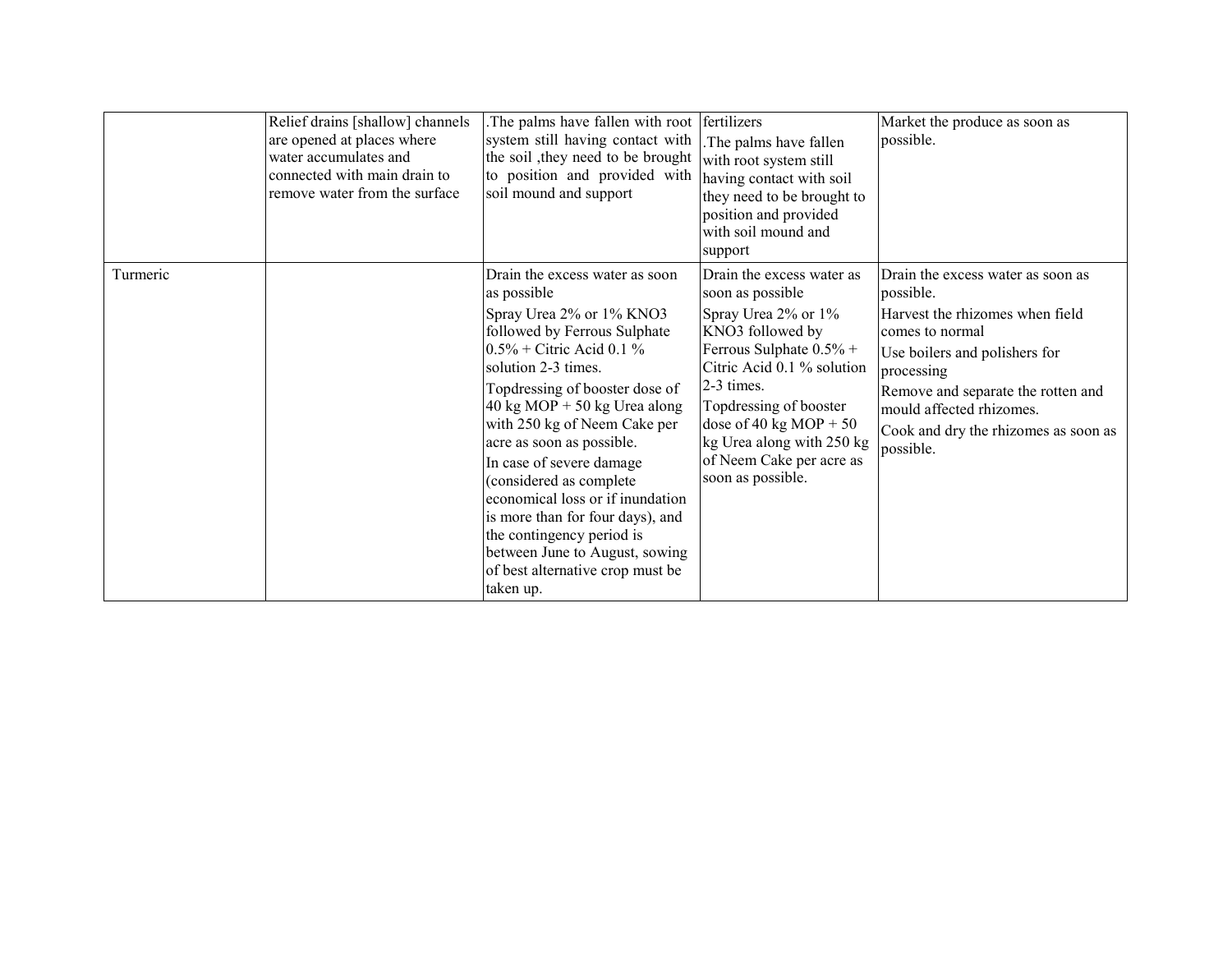| | | | | |
|---|---|---|---|---|
| | Relief drains [shallow] channels are opened at places where water accumulates and connected with main drain to remove water from the surface | .The palms have fallen with root system still having contact with the soil ,they need to be brought to position and provided with soil mound and support | fertilizers<br>.The palms have fallen with root system still having contact with soil they need to be brought to position and provided with soil mound and support | Market the produce as soon as possible. |
| Turmeric | | Drain the excess water as soon as possible<br>Spray Urea 2% or 1% $KNO_3$ followed by Ferrous Sulphate 0.5% + Citric Acid 0.1 % solution 2-3 times.<br>Topdressing of booster dose of 40 kg MOP + 50 kg Urea along with 250 kg of Neem Cake per acre as soon as possible.<br>In case of severe damage (considered as complete economical loss or if inundation is more than for four days), and the contingency period is between June to August, sowing of best alternative crop must be taken up. | Drain the excess water as soon as possible<br>Spray Urea 2% or 1% $KNO_3$ followed by Ferrous Sulphate 0.5% + Citric Acid 0.1 % solution 2-3 times.<br>Topdressing of booster dose of 40 kg MOP + 50 kg Urea along with 250 kg of Neem Cake per acre as soon as possible. | Drain the excess water as soon as possible.<br>Harvest the rhizomes when field comes to normal<br>Use boilers and polishers for processing<br>Remove and separate the rotten and mould affected rhizomes.<br>Cook and dry the rhizomes as soon as possible. |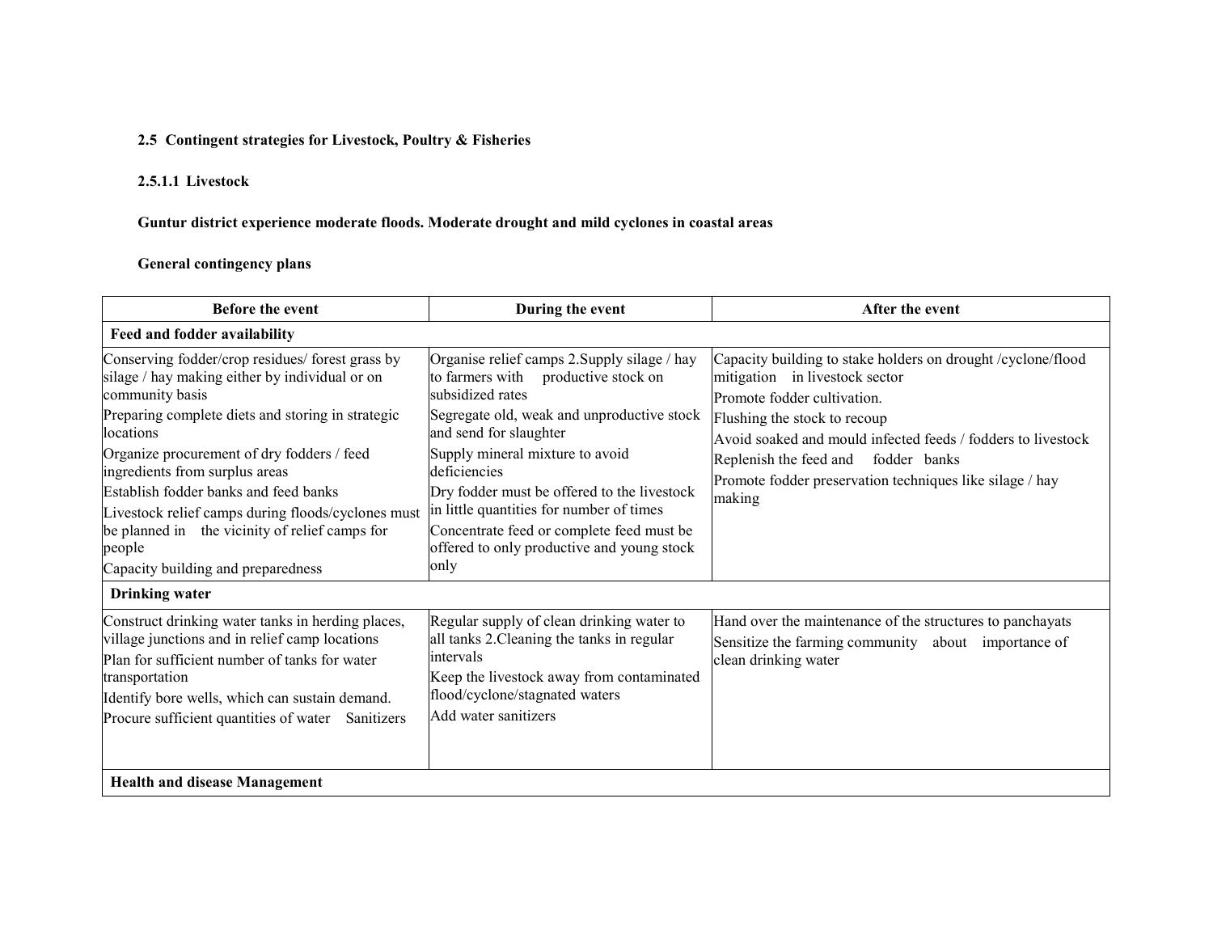**2.5 Contingent strategies for Livestock, Poultry & Fisheries**

**2.5.1.1 Livestock**

**Guntur district experience moderate floods. Moderate drought and mild cyclones in coastal areas**

**General contingency plans**

| Before the event | During the event | After the event |
|---|---|---|
| **Feed and fodder availability** | | |
| Conserving fodder/crop residues/ forest grass by silage / hay making either by individual or on community basis<br>Preparing complete diets and storing in strategic locations<br>Organize procurement of dry fodders / feed ingredients from surplus areas<br>Establish fodder banks and feed banks<br>Livestock relief camps during floods/cyclones must be planned in the vicinity of relief camps for people<br>Capacity building and preparedness | Organise relief camps 2.Supply silage / hay to farmers with productive stock on subsidized rates<br>Segregate old, weak and unproductive stock and send for slaughter<br>Supply mineral mixture to avoid deficiencies<br>Dry fodder must be offered to the livestock in little quantities for number of times<br>Concentrate feed or complete feed must be offered to only productive and young stock only | Capacity building to stake holders on drought /cyclone/flood mitigation in livestock sector<br>Promote fodder cultivation.<br>Flushing the stock to recoup<br>Avoid soaked and mould infected feeds / fodders to livestock<br>Replenish the feed and fodder banks<br>Promote fodder preservation techniques like silage / hay making |
| **Drinking water** | | |
| Construct drinking water tanks in herding places, village junctions and in relief camp locations<br>Plan for sufficient number of tanks for water transportation<br>Identify bore wells, which can sustain demand.<br>Procure sufficient quantities of water Sanitizers | Regular supply of clean drinking water to all tanks 2.Cleaning the tanks in regular intervals<br>Keep the livestock away from contaminated flood/cyclone/stagnated waters<br>Add water sanitizers | Hand over the maintenance of the structures to panchayats<br>Sensitize the farming community about importance of clean drinking water |
| **Health and disease Management** | | |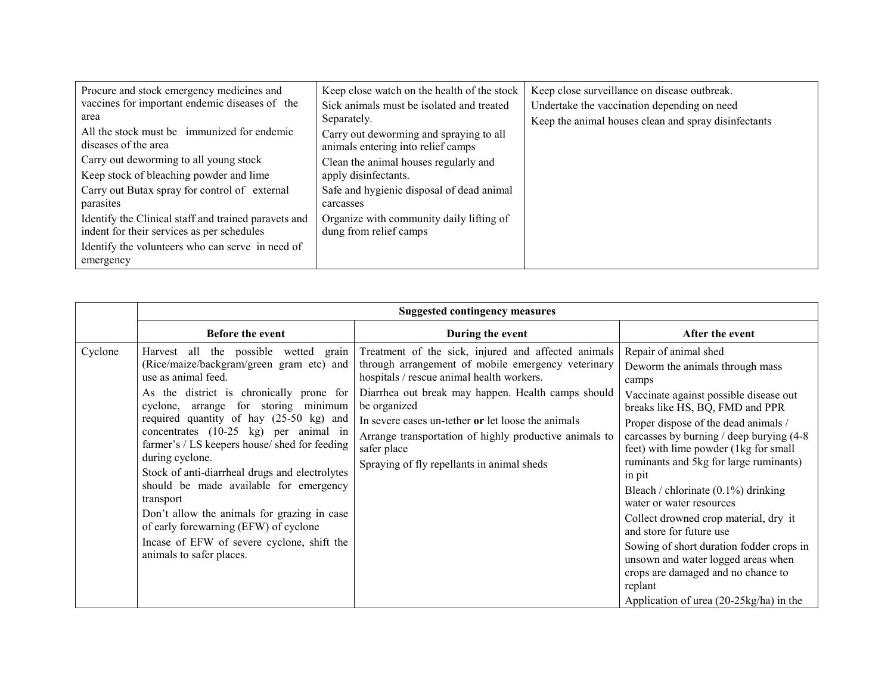| | | |
|---|---|---|
| Procure and stock emergency medicines and vaccines for important endemic diseases of the area<br>All the stock must be immunized for endemic diseases of the area<br>Carry out deworming to all young stock<br>Keep stock of bleaching powder and lime<br>Carry out Butax spray for control of external parasites<br>Identify the Clinical staff and trained paravets and indent for their services as per schedules<br>Identify the volunteers who can serve in need of emergency | Keep close watch on the health of the stock<br>Sick animals must be isolated and treated Separately.<br>Carry out deworming and spraying to all animals entering into relief camps<br>Clean the animal houses regularly and apply disinfectants.<br>Safe and hygienic disposal of dead animal carcasses<br>Organize with community daily lifting of dung from relief camps | Keep close surveillance on disease outbreak.<br>Undertake the vaccination depending on need<br>Keep the animal houses clean and spray disinfectants |

| | **Suggested contingency measures** | | |
|---|---|---|---|
| | **Before the event** | **During the event** | **After the event** |
| Cyclone | Harvest all the possible wetted grain (Rice/maize/backgram/green gram etc) and use as animal feed.<br>As the district is chronically prone for cyclone, arrange for storing minimum required quantity of hay (25-50 kg) and concentrates (10-25 kg) per animal in farmer's / LS keepers house/ shed for feeding during cyclone.<br>Stock of anti-diarrheal drugs and electrolytes should be made available for emergency transport<br>Don't allow the animals for grazing in case of early forewarning (EFW) of cyclone<br>Incase of EFW of severe cyclone, shift the animals to safer places. | Treatment of the sick, injured and affected animals through arrangement of mobile emergency veterinary hospitals / rescue animal health workers.<br>Diarrhea out break may happen. Health camps should be organized<br>In severe cases un-tether **or** let loose the animals<br>Arrange transportation of highly productive animals to safer place<br>Spraying of fly repellants in animal sheds | Repair of animal shed<br>Deworm the animals through mass camps<br>Vaccinate against possible disease out breaks like HS, BQ, FMD and PPR<br>Proper dispose of the dead animals / carcasses by burning / deep burying (4-8 feet) with lime powder (1kg for small ruminants and 5kg for large ruminants) in pit<br>Bleach / chlorinate (0.1%) drinking water or water resources<br>Collect drowned crop material, dry it and store for future use<br>Sowing of short duration fodder crops in unsown and water logged areas when crops are damaged and no chance to replant<br>Application of urea (20-25kg/ha) in the |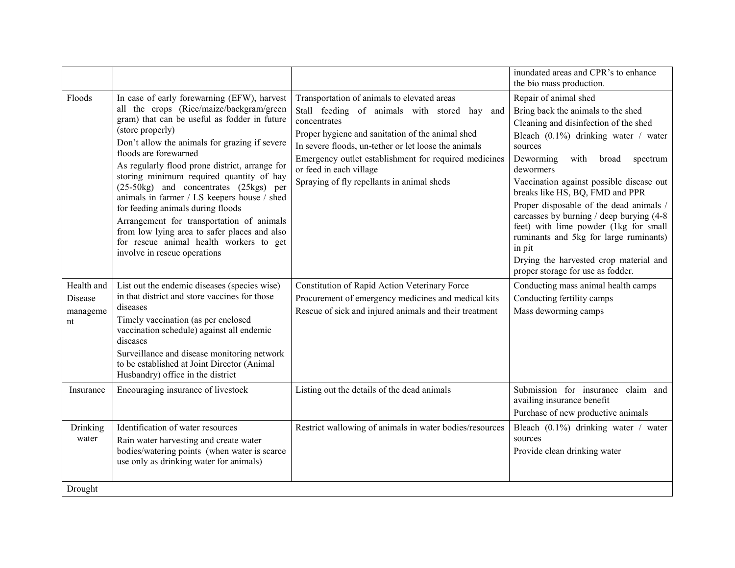|  |  |  |  |
|---|---|---|---|
|  |  |  | inundated areas and CPR's to enhance the bio mass production. |
| Floods | In case of early forewarning (EFW), harvest all the crops (Rice/maize/backgram/green gram) that can be useful as fodder in future (store properly)<br>Don't allow the animals for grazing if severe floods are forewarned<br>As regularly flood prone district, arrange for storing minimum required quantity of hay (25-50kg) and concentrates (25kgs) per animals in farmer / LS keepers house / shed for feeding animals during floods<br>Arrangement for transportation of animals from low lying area to safer places and also for rescue animal health workers to get involve in rescue operations | Transportation of animals to elevated areas<br>Stall feeding of animals with stored hay and concentrates<br>Proper hygiene and sanitation of the animal shed<br>In severe floods, un-tether or let loose the animals<br>Emergency outlet establishment for required medicines or feed in each village<br>Spraying of fly repellants in animal sheds | Repair of animal shed<br>Bring back the animals to the shed<br>Cleaning and disinfection of the shed<br>Bleach (0.1%) drinking water / water sources<br>Deworming with broad spectrum dewormers<br>Vaccination against possible disease out breaks like HS, BQ, FMD and PPR<br>Proper disposable of the dead animals / carcasses by burning / deep burying (4-8 feet) with lime powder (1kg for small ruminants and 5kg for large ruminants) in pit<br>Drying the harvested crop material and proper storage for use as fodder. |
| Health and Disease management | List out the endemic diseases (species wise) in that district and store vaccines for those diseases<br>Timely vaccination (as per enclosed vaccination schedule) against all endemic diseases<br>Surveillance and disease monitoring network to be established at Joint Director (Animal Husbandry) office in the district | Constitution of Rapid Action Veterinary Force<br>Procurement of emergency medicines and medical kits<br>Rescue of sick and injured animals and their treatment | Conducting mass animal health camps<br>Conducting fertility camps<br>Mass deworming camps |
| Insurance | Encouraging insurance of livestock | Listing out the details of the dead animals | Submission for insurance claim and availing insurance benefit<br>Purchase of new productive animals |
| Drinking water | Identification of water resources<br>Rain water harvesting and create water bodies/watering points (when water is scarce use only as drinking water for animals) | Restrict wallowing of animals in water bodies/resources | Bleach (0.1%) drinking water / water sources<br>Provide clean drinking water |
| Drought |  |  |  |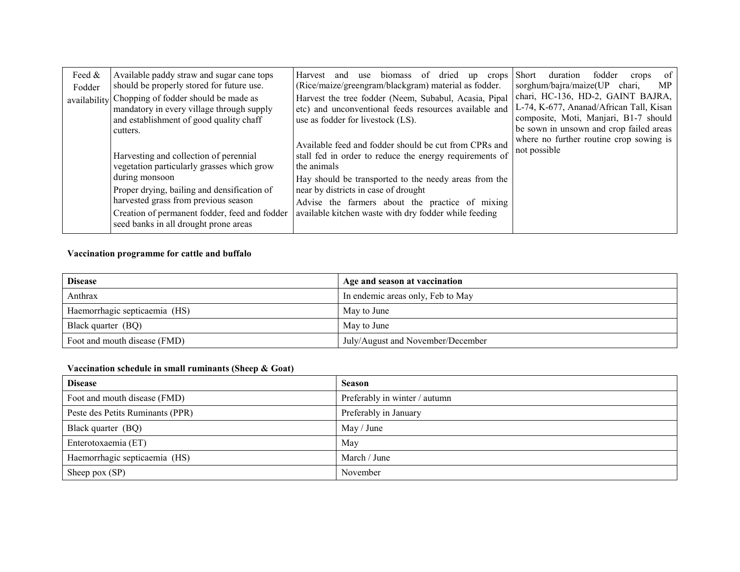| Feed & Fodder availability | Available paddy straw and sugar cane tops should be properly stored for future use.<br>Chopping of fodder should be made as mandatory in every village through supply and establishment of good quality chaff cutters.<br><br>Harvesting and collection of perennial vegetation particularly grasses which grow during monsoon<br>Proper drying, bailing and densification of harvested grass from previous season<br>Creation of permanent fodder, feed and fodder seed banks in all drought prone areas | Harvest and use biomass of dried up crops (Rice/maize/greengram/blackgram) material as fodder.<br>Harvest the tree fodder (Neem, Subabul, Acasia, Pipal etc) and unconventional feeds resources available and use as fodder for livestock (LS).<br><br>Available feed and fodder should be cut from CPRs and stall fed in order to reduce the energy requirements of the animals<br>Hay should be transported to the needy areas from the near by districts in case of drought<br>Advise the farmers about the practice of mixing available kitchen waste with dry fodder while feeding | Short duration fodder crops of sorghum/bajra/maize(UP chari, MP chari, HC-136, HD-2, GAINT BAJRA, L-74, K-677, Ananad/African Tall, Kisan composite, Moti, Manjari, B1-7 should be sown in unsown and crop failed areas where no further routine crop sowing is not possible |
|---|---|---|---|

**Vaccination programme for cattle and buffalo**

| Disease | Age and season at vaccination |
|---|---|
| Anthrax | In endemic areas only, Feb to May |
| Haemorrhagic septicaemia (HS) | May to June |
| Black quarter (BQ) | May to June |
| Foot and mouth disease (FMD) | July/August and November/December |

**Vaccination schedule in small ruminants (Sheep & Goat)**

| Disease | Season |
|---|---|
| Foot and mouth disease (FMD) | Preferably in winter / autumn |
| Peste des Petits Ruminants (PPR) | Preferably in January |
| Black quarter (BQ) | May / June |
| Enterotoxaemia (ET) | May |
| Haemorrhagic septicaemia (HS) | March / June |
| Sheep pox (SP) | November |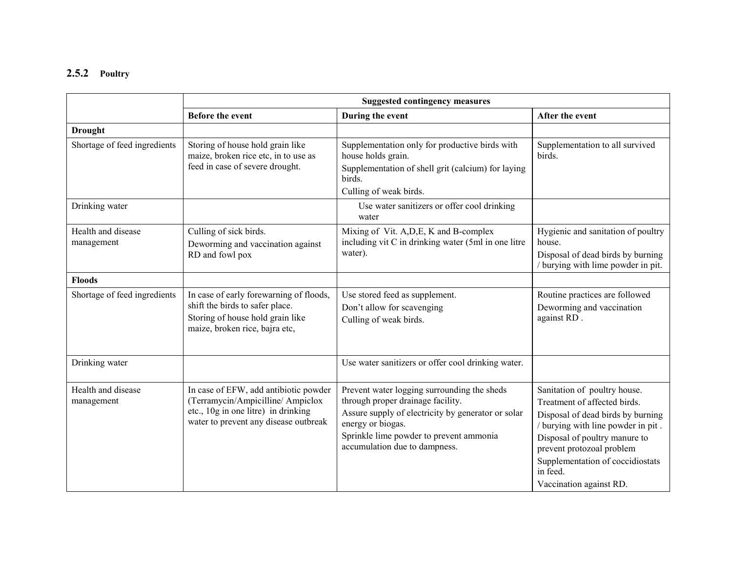### 2.5.2 Poultry

| | Suggested contingency measures | | |
|---|---|---|---|
| | **Before the event** | **During the event** | **After the event** |
| **Drought** | | | |
| Shortage of feed ingredients | Storing of house hold grain like maize, broken rice etc, in to use as feed in case of severe drought. | Supplementation only for productive birds with house holds grain.<br>Supplementation of shell grit (calcium) for laying birds.<br>Culling of weak birds. | Supplementation to all survived birds. |
| Drinking water | | Use water sanitizers or offer cool drinking water | |
| Health and disease management | Culling of sick birds.<br>Deworming and vaccination against RD and fowl pox | Mixing of Vit. A,D,E, K and B-complex including vit C in drinking water (5ml in one litre water). | Hygienic and sanitation of poultry house.<br>Disposal of dead birds by burning / burying with lime powder in pit. |
| **Floods** | | | |
| Shortage of feed ingredients | In case of early forewarning of floods, shift the birds to safer place.<br>Storing of house hold grain like maize, broken rice, bajra etc, | Use stored feed as supplement.<br>Don't allow for scavenging<br>Culling of weak birds. | Routine practices are followed<br>Deworming and vaccination against RD . |
| Drinking water | | Use water sanitizers or offer cool drinking water. | |
| Health and disease management | In case of EFW, add antibiotic powder (Terramycin/Ampicilline/ Ampiclox etc., 10g in one litre) in drinking water to prevent any disease outbreak | Prevent water logging surrounding the sheds through proper drainage facility.<br>Assure supply of electricity by generator or solar energy or biogas.<br>Sprinkle lime powder to prevent ammonia accumulation due to dampness. | Sanitation of poultry house.<br>Treatment of affected birds.<br>Disposal of dead birds by burning / burying with line powder in pit .<br>Disposal of poultry manure to prevent protozoal problem<br>Supplementation of coccidiostats in feed.<br>Vaccination against RD. |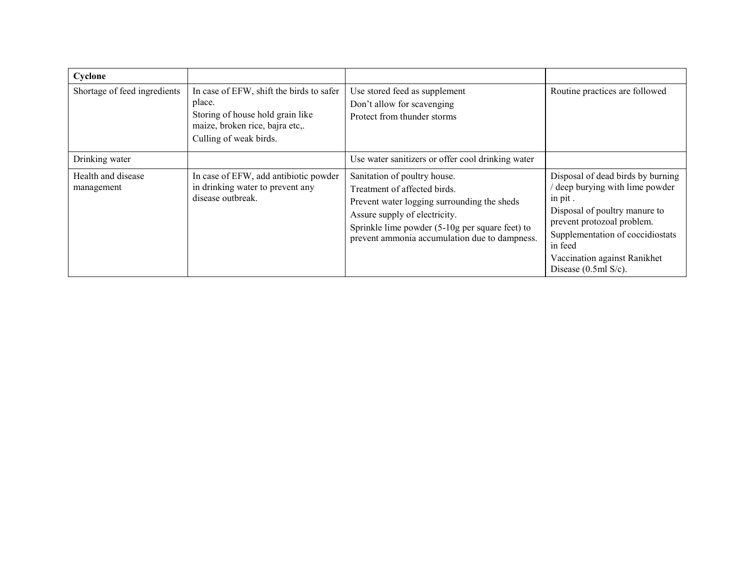| **Cyclone** | | | |
|---|---|---|---|
| Shortage of feed ingredients | In case of EFW, shift the birds to safer place.<br>Storing of house hold grain like maize, broken rice, bajra etc,.<br>Culling of weak birds. | Use stored feed as supplement<br>Don't allow for scavenging<br>Protect from thunder storms | Routine practices are followed |
| Drinking water | | Use water sanitizers or offer cool drinking water | |
| Health and disease management | In case of EFW, add antibiotic powder in drinking water to prevent any disease outbreak. | Sanitation of poultry house.<br>Treatment of affected birds.<br>Prevent water logging surrounding the sheds<br>Assure supply of electricity.<br>Sprinkle lime powder (5-10g per square feet) to prevent ammonia accumulation due to dampness. | Disposal of dead birds by burning / deep burying with lime powder in pit .<br>Disposal of poultry manure to prevent protozoal problem.<br>Supplementation of coccidiostats in feed<br>Vaccination against Ranikhet Disease (0.5ml S/c). |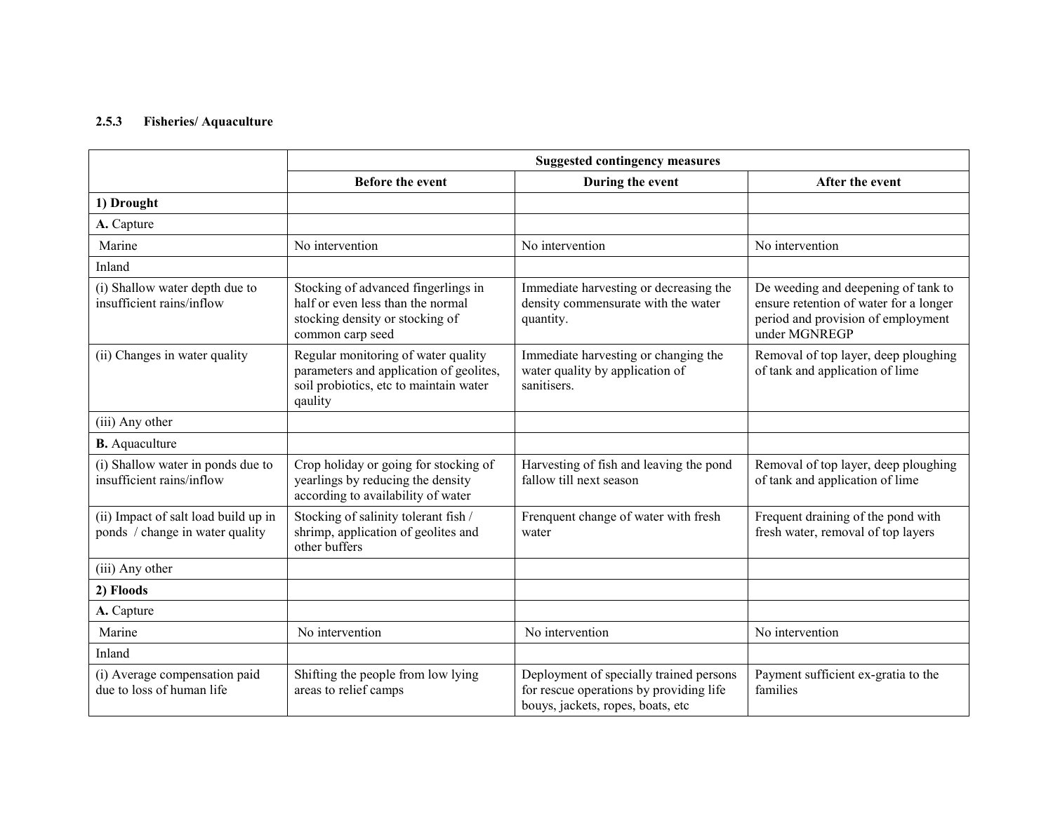### 2.5.3 Fisheries/ Aquaculture

| | Suggested contingency measures | | |
|---|---|---|---|
| | **Before the event** | **During the event** | **After the event** |
| **1) Drought** | | | |
| **A.** Capture | | | |
| Marine | No intervention | No intervention | No intervention |
| Inland | | | |
| (i) Shallow water depth due to insufficient rains/inflow | Stocking of advanced fingerlings in half or even less than the normal stocking density or stocking of common carp seed | Immediate harvesting or decreasing the density commensurate with the water quantity. | De weeding and deepening of tank to ensure retention of water for a longer period and provision of employment under MGNREGP |
| (ii) Changes in water quality | Regular monitoring of water quality parameters and application of geolites, soil probiotics, etc to maintain water qaulity | Immediate harvesting or changing the water quality by application of sanitisers. | Removal of top layer, deep ploughing of tank and application of lime |
| (iii) Any other | | | |
| **B.** Aquaculture | | | |
| (i) Shallow water in ponds due to insufficient rains/inflow | Crop holiday or going for stocking of yearlings by reducing the density according to availability of water | Harvesting of fish and leaving the pond fallow till next season | Removal of top layer, deep ploughing of tank and application of lime |
| (ii) Impact of salt load build up in ponds / change in water quality | Stocking of salinity tolerant fish / shrimp, application of geolites and other buffers | Frenquent change of water with fresh water | Frequent draining of the pond with fresh water, removal of top layers |
| (iii) Any other | | | |
| **2) Floods** | | | |
| **A.** Capture | | | |
| Marine | No intervention | No intervention | No intervention |
| Inland | | | |
| (i) Average compensation paid due to loss of human life | Shifting the people from low lying areas to relief camps | Deployment of specially trained persons for rescue operations by providing life bouys, jackets, ropes, boats, etc | Payment sufficient ex-gratia to the families |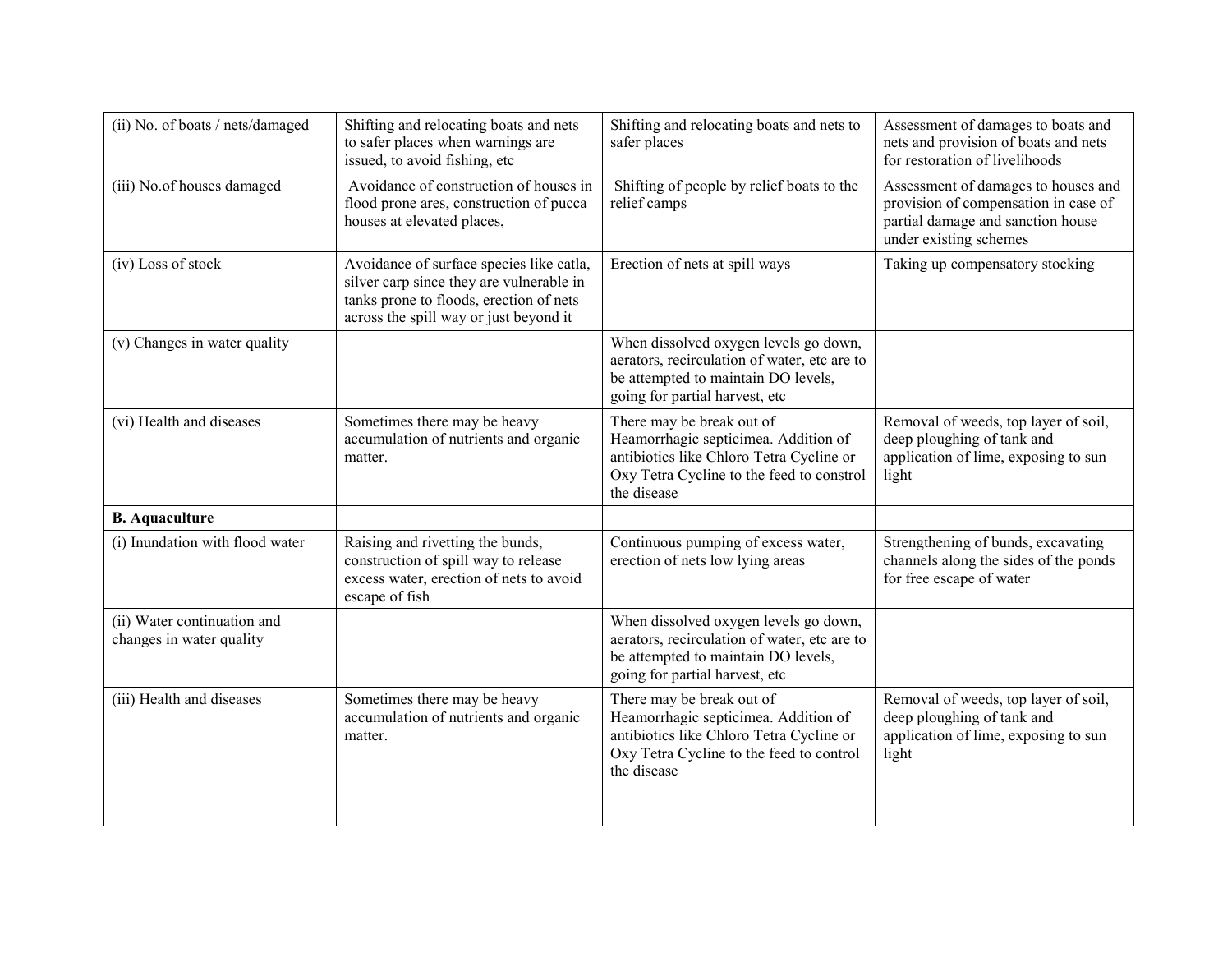| (ii) No. of boats / nets/damaged | Shifting and relocating boats and nets to safer places when warnings are issued, to avoid fishing, etc | Shifting and relocating boats and nets to safer places | Assessment of damages to boats and nets and provision of boats and nets for restoration of livelihoods |
|---|---|---|---|
| (iii) No.of houses damaged | Avoidance of construction of houses in flood prone ares, construction of pucca houses at elevated places, | Shifting of people by relief boats to the relief camps | Assessment of damages to houses and provision of compensation in case of partial damage and sanction house under existing schemes |
| (iv) Loss of stock | Avoidance of surface species like catla, silver carp since they are vulnerable in tanks prone to floods, erection of nets across the spill way or just beyond it | Erection of nets at spill ways | Taking up compensatory stocking |
| (v) Changes in water quality | | When dissolved oxygen levels go down, aerators, recirculation of water, etc are to be attempted to maintain DO levels, going for partial harvest, etc | |
| (vi) Health and diseases | Sometimes there may be heavy accumulation of nutrients and organic matter. | There may be break out of Heamorrhagic septicimea. Addition of antibiotics like Chloro Tetra Cycline or Oxy Tetra Cycline to the feed to constrol the disease | Removal of weeds, top layer of soil, deep ploughing of tank and application of lime, exposing to sun light |
| **B. Aquaculture** | | | |
| (i) Inundation with flood water | Raising and rivetting the bunds, construction of spill way to release excess water, erection of nets to avoid escape of fish | Continuous pumping of excess water, erection of nets low lying areas | Strengthening of bunds, excavating channels along the sides of the ponds for free escape of water |
| (ii) Water continuation and changes in water quality | | When dissolved oxygen levels go down, aerators, recirculation of water, etc are to be attempted to maintain DO levels, going for partial harvest, etc | |
| (iii) Health and diseases | Sometimes there may be heavy accumulation of nutrients and organic matter. | There may be break out of Heamorrhagic septicimea. Addition of antibiotics like Chloro Tetra Cycline or Oxy Tetra Cycline to the feed to control the disease | Removal of weeds, top layer of soil, deep ploughing of tank and application of lime, exposing to sun light |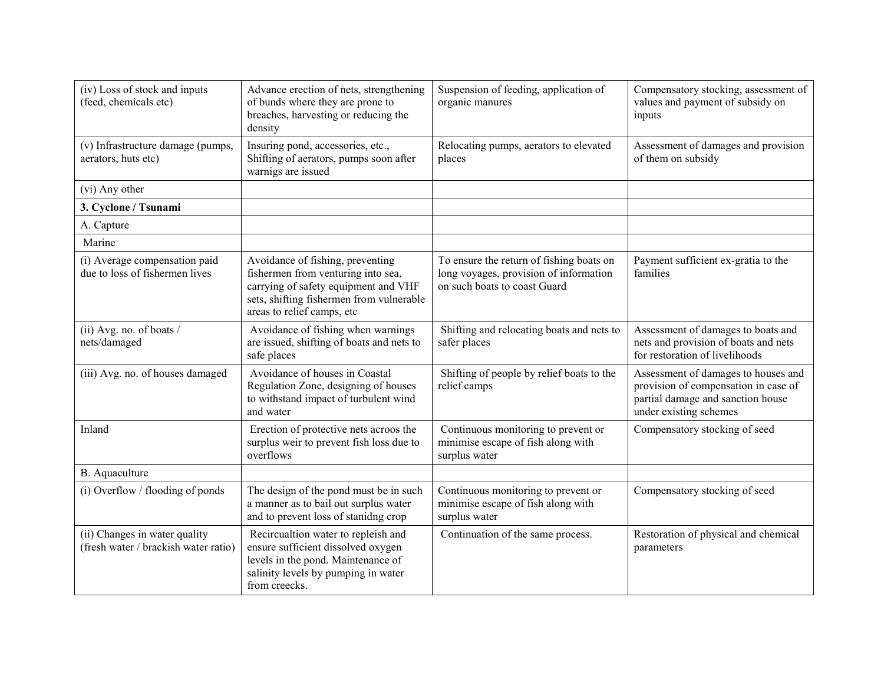| (iv) Loss of stock and inputs (feed, chemicals etc) | Advance erection of nets, strengthening of bunds where they are prone to breaches, harvesting or reducing the density | Suspension of feeding, application of organic manures | Compensatory stocking, assessment of values and payment of subsidy on inputs |
|---|---|---|---|
| (v) Infrastructure damage (pumps, aerators, huts etc) | Insuring pond, accessories, etc., Shifting of aerators, pumps soon after warnigs are issued | Relocating pumps, aerators to elevated places | Assessment of damages and provision of them on subsidy |
| (vi) Any other | | | |
| **3. Cyclone / Tsunami** | | | |
| A. Capture | | | |
| Marine | | | |
| (i) Average compensation paid due to loss of fishermen lives | Avoidance of fishing, preventing fishermen from venturing into sea, carrying of safety equipment and VHF sets, shifting fishermen from vulnerable areas to relief camps, etc | To ensure the return of fishing boats on long voyages, provision of information on such boats to coast Guard | Payment sufficient ex-gratia to the families |
| (ii) Avg. no. of boats / nets/damaged | Avoidance of fishing when warnings are issued, shifting of boats and nets to safe places | Shifting and relocating boats and nets to safer places | Assessment of damages to boats and nets and provision of boats and nets for restoration of livelihoods |
| (iii) Avg. no. of houses damaged | Avoidance of houses in Coastal Regulation Zone, designing of houses to withstand impact of turbulent wind and water | Shifting of people by relief boats to the relief camps | Assessment of damages to houses and provision of compensation in case of partial damage and sanction house under existing schemes |
| Inland | Erection of protective nets acroos the surplus weir to prevent fish loss due to overflows | Continuous monitoring to prevent or minimise escape of fish along with surplus water | Compensatory stocking of seed |
| B. Aquaculture | | | |
| (i) Overflow / flooding of ponds | The design of the pond must be in such a manner as to bail out surplus water and to prevent loss of stanidng crop | Continuous monitoring to prevent or minimise escape of fish along with surplus water | Compensatory stocking of seed |
| (ii) Changes in water quality (fresh water / brackish water ratio) | Recircualtion water to repleish and ensure sufficient dissolved oxygen levels in the pond. Maintenance of salinity levels by pumping in water from creecks. | Continuation of the same process. | Restoration of physical and chemical parameters |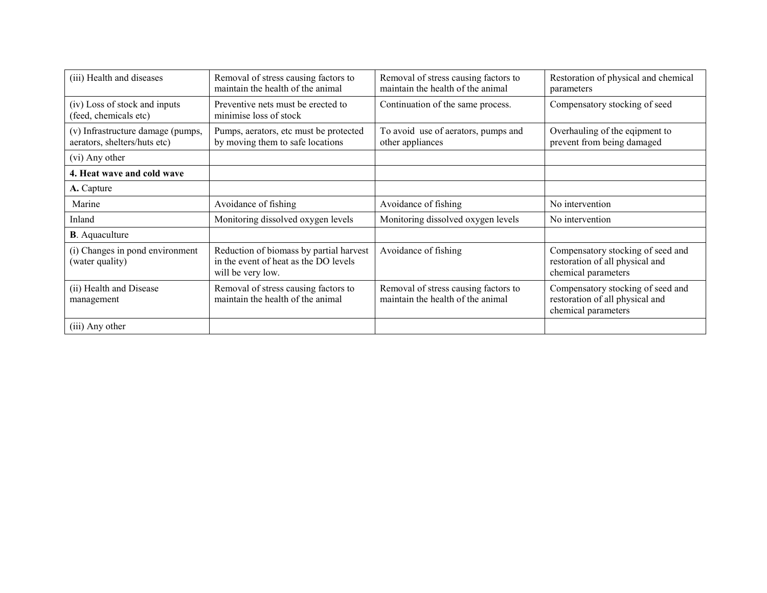| | | | |
|---|---|---|---|
| (iii) Health and diseases | Removal of stress causing factors to maintain the health of the animal | Removal of stress causing factors to maintain the health of the animal | Restoration of physical and chemical parameters |
| (iv) Loss of stock and inputs (feed, chemicals etc) | Preventive nets must be erected to minimise loss of stock | Continuation of the same process. | Compensatory stocking of seed |
| (v) Infrastructure damage (pumps, aerators, shelters/huts etc) | Pumps, aerators, etc must be protected by moving them to safe locations | To avoid use of aerators, pumps and other appliances | Overhauling of the eqipment to prevent from being damaged |
| (vi) Any other | | | |
| **4. Heat wave and cold wave** | | | |
| **A.** Capture | | | |
| Marine | Avoidance of fishing | Avoidance of fishing | No intervention |
| Inland | Monitoring dissolved oxygen levels | Monitoring dissolved oxygen levels | No intervention |
| **B**. Aquaculture | | | |
| (i) Changes in pond environment (water quality) | Reduction of biomass by partial harvest in the event of heat as the DO levels will be very low. | Avoidance of fishing | Compensatory stocking of seed and restoration of all physical and chemical parameters |
| (ii) Health and Disease management | Removal of stress causing factors to maintain the health of the animal | Removal of stress causing factors to maintain the health of the animal | Compensatory stocking of seed and restoration of all physical and chemical parameters |
| (iii) Any other | | | |